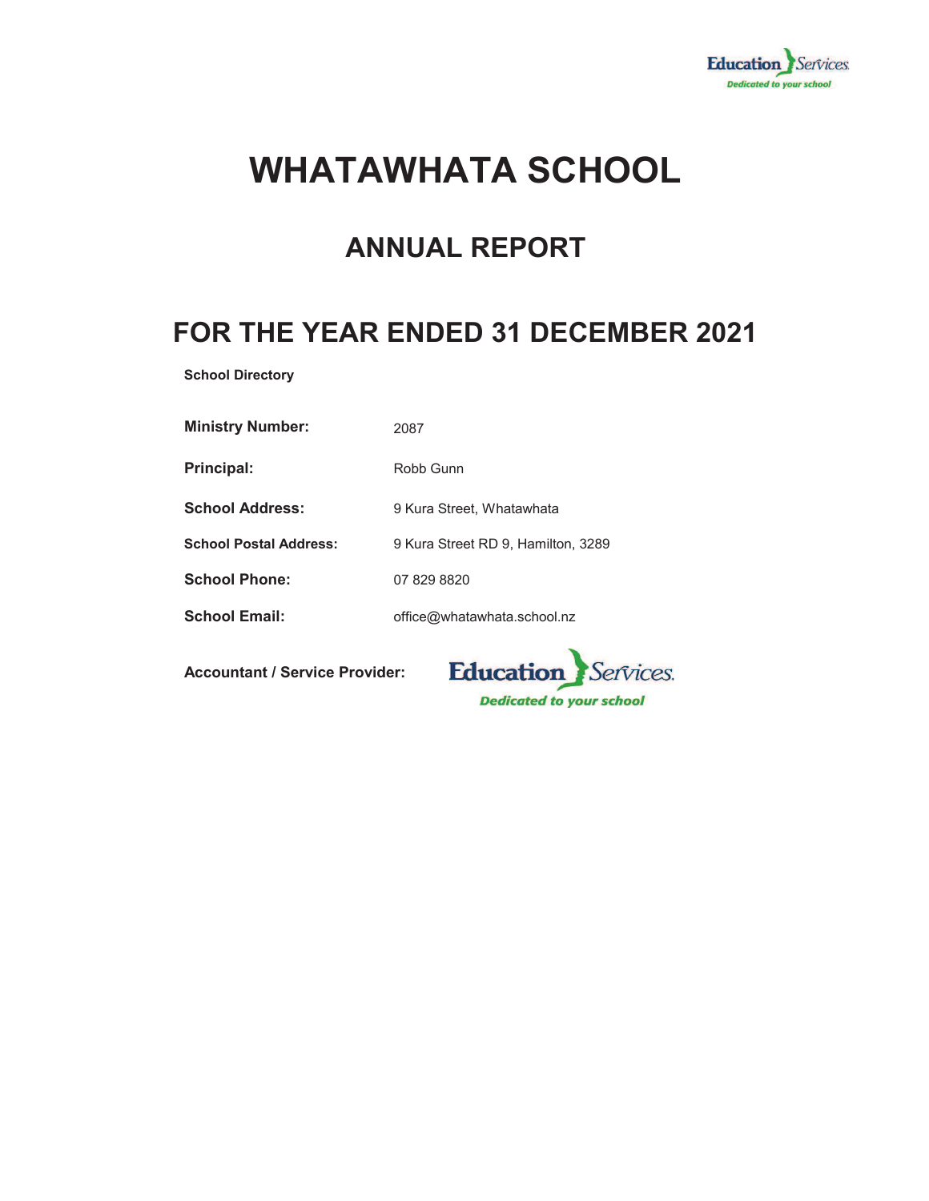# WHATAWHATA SCHOOL

## ANNUAL REPORT

## FOR THE YEAR ENDED 31 DECEMBER 2021

**School Directory**

| | |
|---|---|
| **Ministry Number:** | 2087 |
| **Principal:** | Robb Gunn |
| **School Address:** | 9 Kura Street, Whatawhata |
| **School Postal Address:** | 9 Kura Street RD 9, Hamilton, 3289 |
| **School Phone:** | 07 829 8820 |
| **School Email:** | office@whatawhata.school.nz |

**Accountant / Service Provider:** Education Services — *Dedicated to your school*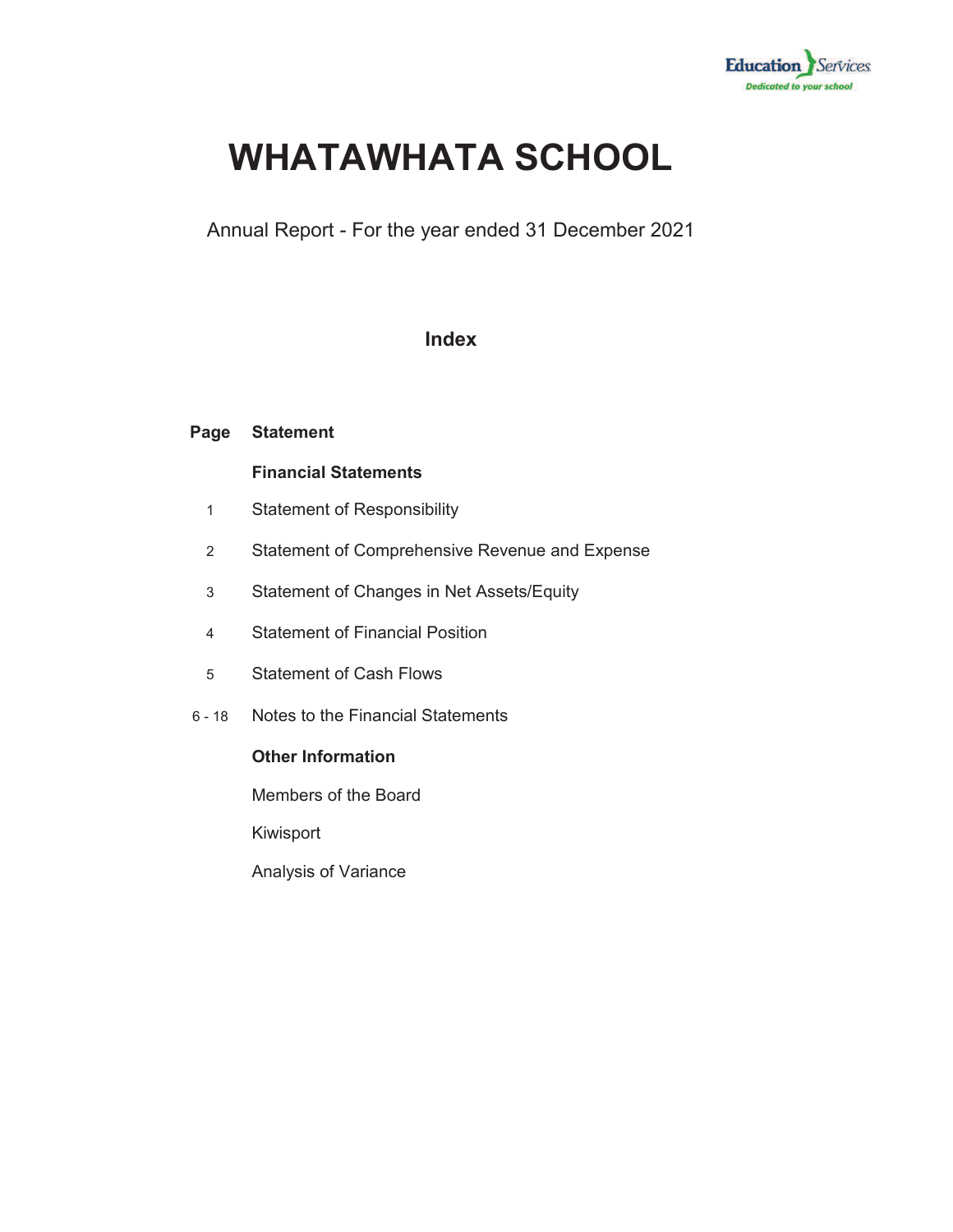# WHATAWHATA SCHOOL

Annual Report - For the year ended 31 December 2021

## Index

| Page | Statement |
|---|---|
| | **Financial Statements** |
| 1 | Statement of Responsibility |
| 2 | Statement of Comprehensive Revenue and Expense |
| 3 | Statement of Changes in Net Assets/Equity |
| 4 | Statement of Financial Position |
| 5 | Statement of Cash Flows |
| 6 - 18 | Notes to the Financial Statements |
| | **Other Information** |
| | Members of the Board |
| | Kiwisport |
| | Analysis of Variance |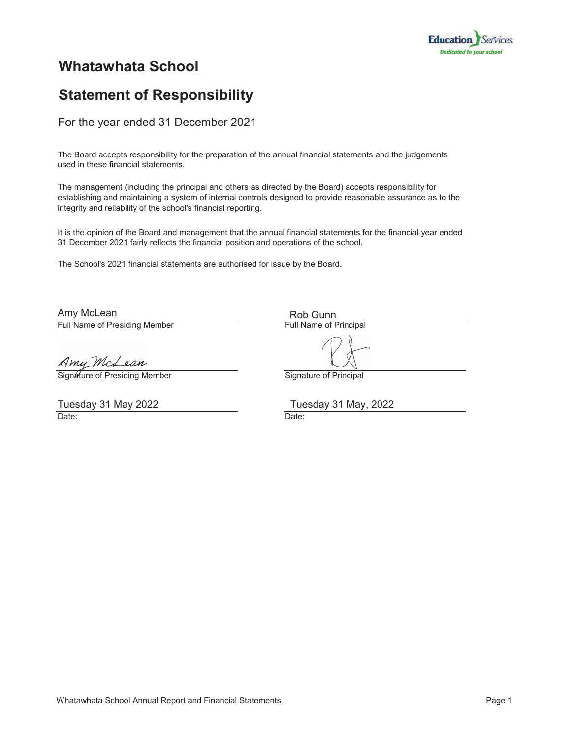# Whatawhata School

## Statement of Responsibility

For the year ended 31 December 2021

The Board accepts responsibility for the preparation of the annual financial statements and the judgements used in these financial statements.

The management (including the principal and others as directed by the Board) accepts responsibility for establishing and maintaining a system of internal controls designed to provide reasonable assurance as to the integrity and reliability of the school's financial reporting.

It is the opinion of the Board and management that the annual financial statements for the financial year ended 31 December 2021 fairly reflects the financial position and operations of the school.

The School's 2021 financial statements are authorised for issue by the Board.

| | |
|---|---|
| Amy McLean | Rob Gunn |
| Full Name of Presiding Member | Full Name of Principal |
| Amy McLean | |
| Signature of Presiding Member | Signature of Principal |
| Tuesday 31 May 2022 | Tuesday 31 May, 2022 |
| Date: | Date: |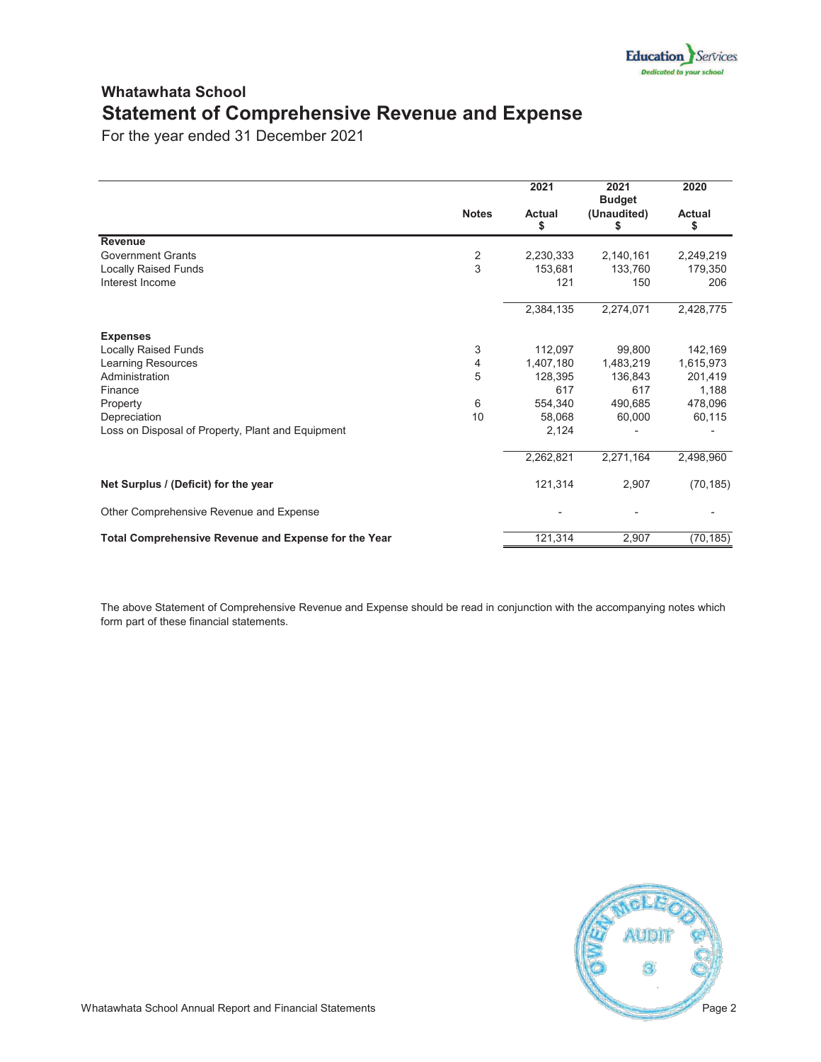## Whatawhata School

# Statement of Comprehensive Revenue and Expense

For the year ended 31 December 2021

| | Notes | 2021 Actual $ | 2021 Budget (Unaudited) $ | 2020 Actual $ |
|---|---|---|---|---|
| **Revenue** | | | | |
| Government Grants | 2 | 2,230,333 | 2,140,161 | 2,249,219 |
| Locally Raised Funds | 3 | 153,681 | 133,760 | 179,350 |
| Interest Income | | 121 | 150 | 206 |
| | | 2,384,135 | 2,274,071 | 2,428,775 |
| **Expenses** | | | | |
| Locally Raised Funds | 3 | 112,097 | 99,800 | 142,169 |
| Learning Resources | 4 | 1,407,180 | 1,483,219 | 1,615,973 |
| Administration | 5 | 128,395 | 136,843 | 201,419 |
| Finance | | 617 | 617 | 1,188 |
| Property | 6 | 554,340 | 490,685 | 478,096 |
| Depreciation | 10 | 58,068 | 60,000 | 60,115 |
| Loss on Disposal of Property, Plant and Equipment | | 2,124 | - | - |
| | | 2,262,821 | 2,271,164 | 2,498,960 |
| **Net Surplus / (Deficit) for the year** | | 121,314 | 2,907 | (70,185) |
| Other Comprehensive Revenue and Expense | | - | - | - |
| **Total Comprehensive Revenue and Expense for the Year** | | 121,314 | 2,907 | (70,185) |

The above Statement of Comprehensive Revenue and Expense should be read in conjunction with the accompanying notes which form part of these financial statements.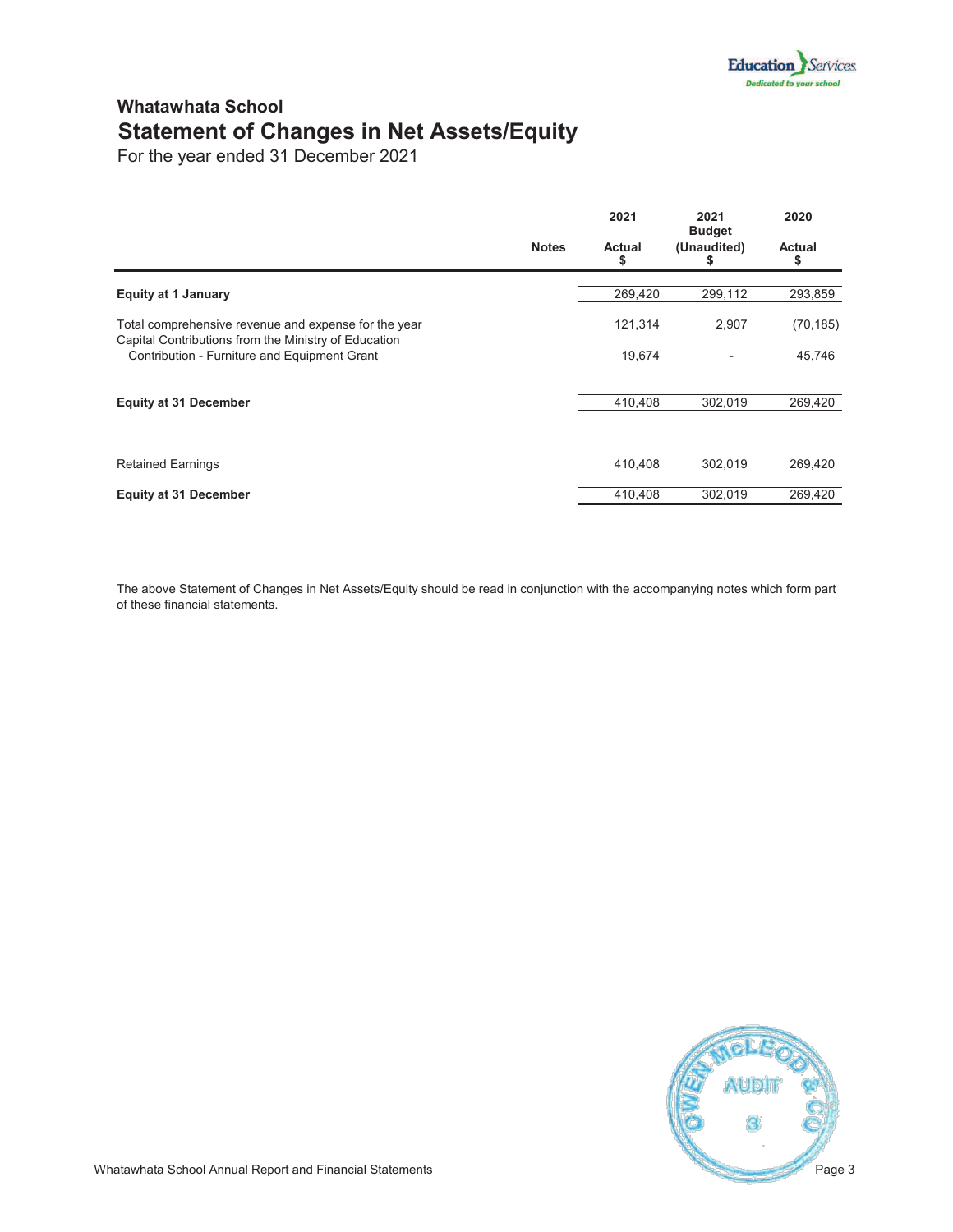# Whatawhata School

## Statement of Changes in Net Assets/Equity

For the year ended 31 December 2021

| | Notes | 2021<br>Actual<br>$ | 2021<br>Budget<br>(Unaudited)<br>$ | 2020<br>Actual<br>$ |
|---|---|---|---|---|
| **Equity at 1 January** | | 269,420 | 299,112 | 293,859 |
| Total comprehensive revenue and expense for the year | | 121,314 | 2,907 | (70,185) |
| Capital Contributions from the Ministry of Education | | | | |
| Contribution - Furniture and Equipment Grant | | 19,674 | - | 45,746 |
| **Equity at 31 December** | | 410,408 | 302,019 | 269,420 |
| Retained Earnings | | 410,408 | 302,019 | 269,420 |
| **Equity at 31 December** | | 410,408 | 302,019 | 269,420 |

The above Statement of Changes in Net Assets/Equity should be read in conjunction with the accompanying notes which form part of these financial statements.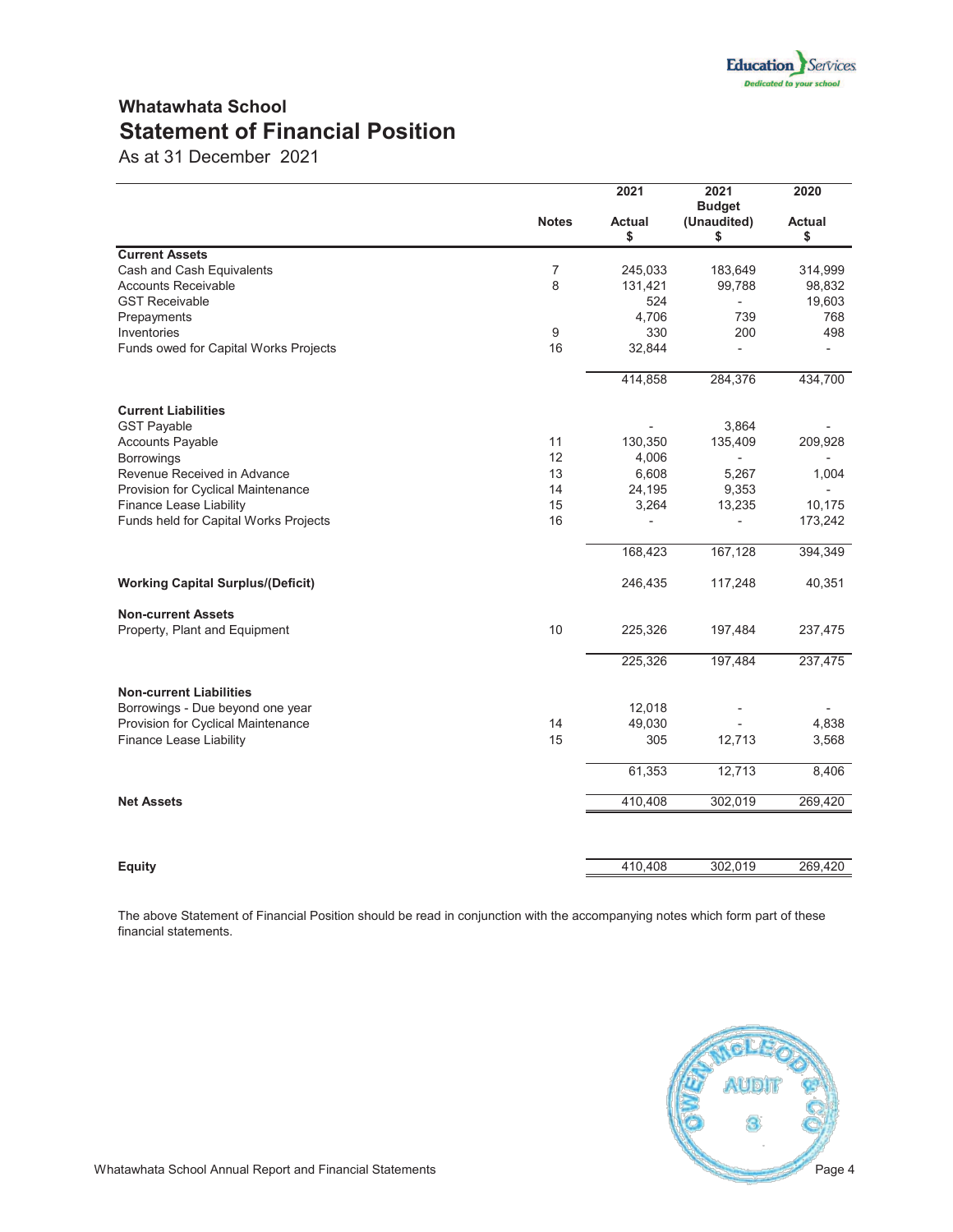## Whatawhata School

# Statement of Financial Position

As at 31 December 2021

| | Notes | 2021 Actual $ | 2021 Budget (Unaudited) $ | 2020 Actual $ |
|---|---|---|---|---|
| **Current Assets** | | | | |
| Cash and Cash Equivalents | 7 | 245,033 | 183,649 | 314,999 |
| Accounts Receivable | 8 | 131,421 | 99,788 | 98,832 |
| GST Receivable | | 524 | - | 19,603 |
| Prepayments | | 4,706 | 739 | 768 |
| Inventories | 9 | 330 | 200 | 498 |
| Funds owed for Capital Works Projects | 16 | 32,844 | - | - |
| | | 414,858 | 284,376 | 434,700 |
| **Current Liabilities** | | | | |
| GST Payable | | - | 3,864 | - |
| Accounts Payable | 11 | 130,350 | 135,409 | 209,928 |
| Borrowings | 12 | 4,006 | - | - |
| Revenue Received in Advance | 13 | 6,608 | 5,267 | 1,004 |
| Provision for Cyclical Maintenance | 14 | 24,195 | 9,353 | - |
| Finance Lease Liability | 15 | 3,264 | 13,235 | 10,175 |
| Funds held for Capital Works Projects | 16 | - | - | 173,242 |
| | | 168,423 | 167,128 | 394,349 |
| **Working Capital Surplus/(Deficit)** | | 246,435 | 117,248 | 40,351 |
| **Non-current Assets** | | | | |
| Property, Plant and Equipment | 10 | 225,326 | 197,484 | 237,475 |
| | | 225,326 | 197,484 | 237,475 |
| **Non-current Liabilities** | | | | |
| Borrowings - Due beyond one year | | 12,018 | - | - |
| Provision for Cyclical Maintenance | 14 | 49,030 | - | 4,838 |
| Finance Lease Liability | 15 | 305 | 12,713 | 3,568 |
| | | 61,353 | 12,713 | 8,406 |
| **Net Assets** | | 410,408 | 302,019 | 269,420 |
| **Equity** | | 410,408 | 302,019 | 269,420 |

The above Statement of Financial Position should be read in conjunction with the accompanying notes which form part of these financial statements.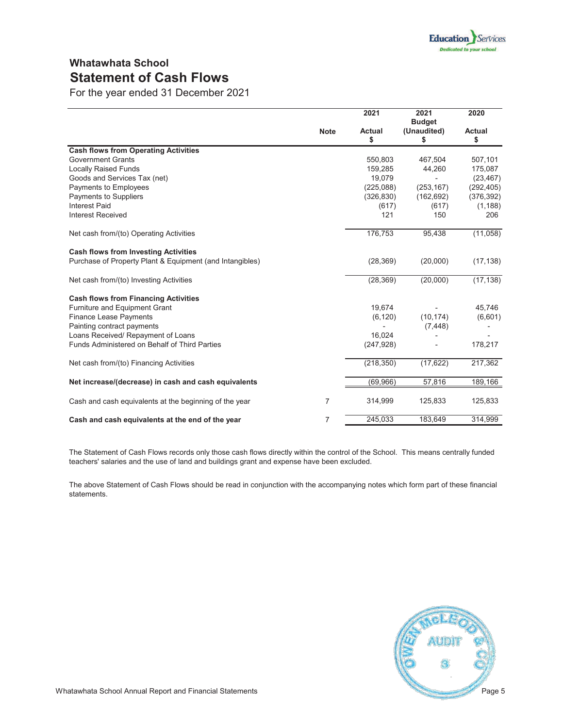# Whatawhata School

## Statement of Cash Flows

For the year ended 31 December 2021

| | Note | 2021 Actual $ | 2021 Budget (Unaudited) $ | 2020 Actual $ |
|---|---|---|---|---|
| **Cash flows from Operating Activities** | | | | |
| Government Grants | | 550,803 | 467,504 | 507,101 |
| Locally Raised Funds | | 159,285 | 44,260 | 175,087 |
| Goods and Services Tax (net) | | 19,079 | - | (23,467) |
| Payments to Employees | | (225,088) | (253,167) | (292,405) |
| Payments to Suppliers | | (326,830) | (162,692) | (376,392) |
| Interest Paid | | (617) | (617) | (1,188) |
| Interest Received | | 121 | 150 | 206 |
| Net cash from/(to) Operating Activities | | 176,753 | 95,438 | (11,058) |
| **Cash flows from Investing Activities** | | | | |
| Purchase of Property Plant & Equipment (and Intangibles) | | (28,369) | (20,000) | (17,138) |
| Net cash from/(to) Investing Activities | | (28,369) | (20,000) | (17,138) |
| **Cash flows from Financing Activities** | | | | |
| Furniture and Equipment Grant | | 19,674 | - | 45,746 |
| Finance Lease Payments | | (6,120) | (10,174) | (6,601) |
| Painting contract payments | | - | (7,448) | - |
| Loans Received/ Repayment of Loans | | 16,024 | - | - |
| Funds Administered on Behalf of Third Parties | | (247,928) | - | 178,217 |
| Net cash from/(to) Financing Activities | | (218,350) | (17,622) | 217,362 |
| **Net increase/(decrease) in cash and cash equivalents** | | (69,966) | 57,816 | 189,166 |
| Cash and cash equivalents at the beginning of the year | 7 | 314,999 | 125,833 | 125,833 |
| **Cash and cash equivalents at the end of the year** | 7 | 245,033 | 183,649 | 314,999 |

The Statement of Cash Flows records only those cash flows directly within the control of the School. This means centrally funded teachers' salaries and the use of land and buildings grant and expense have been excluded.

The above Statement of Cash Flows should be read in conjunction with the accompanying notes which form part of these financial statements.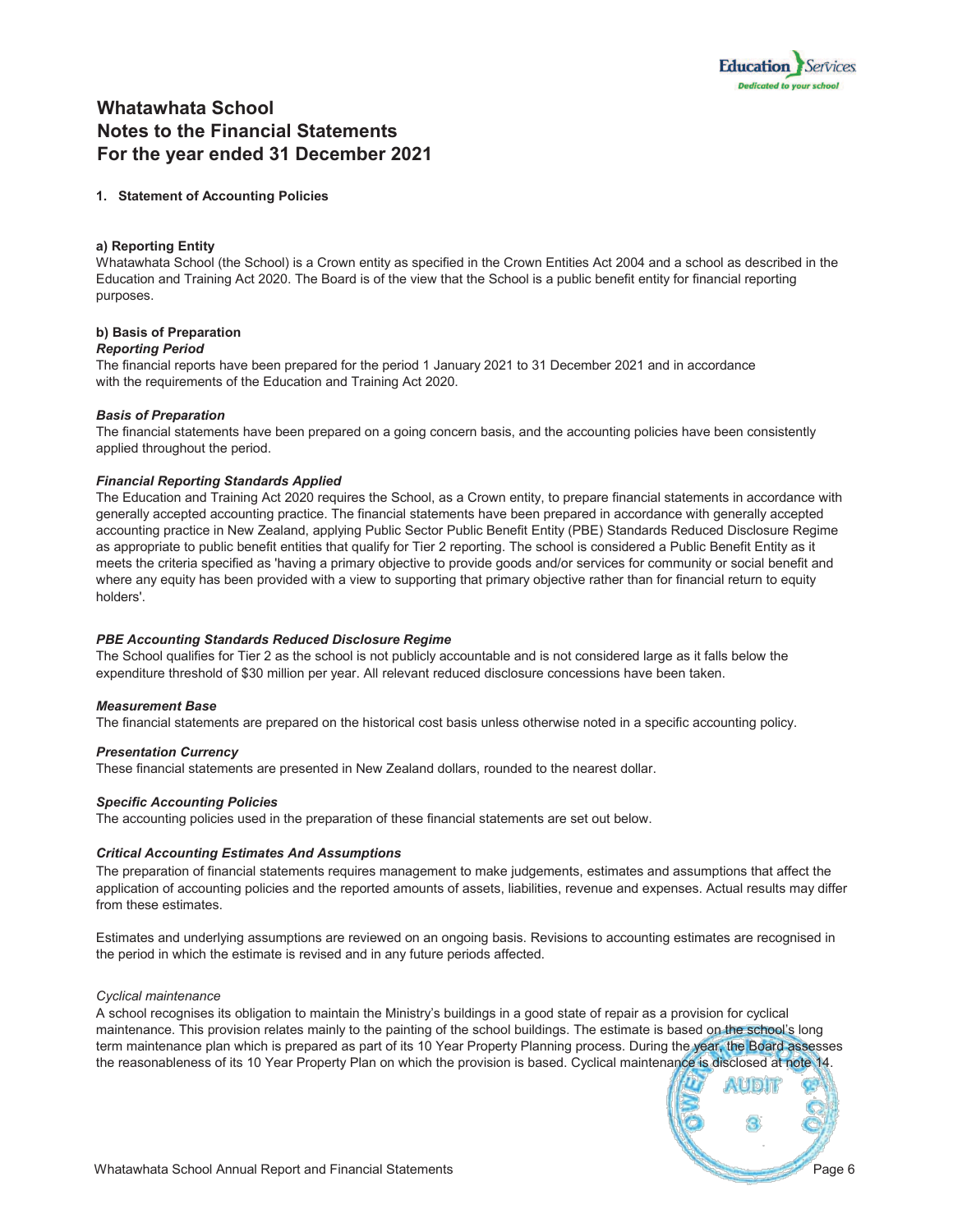# Whatawhata School
# Notes to the Financial Statements
# For the year ended 31 December 2021

## 1. Statement of Accounting Policies

### a) Reporting Entity

Whatawhata School (the School) is a Crown entity as specified in the Crown Entities Act 2004 and a school as described in the Education and Training Act 2020. The Board is of the view that the School is a public benefit entity for financial reporting purposes.

### b) Basis of Preparation

***Reporting Period***

The financial reports have been prepared for the period 1 January 2021 to 31 December 2021 and in accordance with the requirements of the Education and Training Act 2020.

***Basis of Preparation***

The financial statements have been prepared on a going concern basis, and the accounting policies have been consistently applied throughout the period.

***Financial Reporting Standards Applied***

The Education and Training Act 2020 requires the School, as a Crown entity, to prepare financial statements in accordance with generally accepted accounting practice. The financial statements have been prepared in accordance with generally accepted accounting practice in New Zealand, applying Public Sector Public Benefit Entity (PBE) Standards Reduced Disclosure Regime as appropriate to public benefit entities that qualify for Tier 2 reporting. The school is considered a Public Benefit Entity as it meets the criteria specified as 'having a primary objective to provide goods and/or services for community or social benefit and where any equity has been provided with a view to supporting that primary objective rather than for financial return to equity holders'.

***PBE Accounting Standards Reduced Disclosure Regime***

The School qualifies for Tier 2 as the school is not publicly accountable and is not considered large as it falls below the expenditure threshold of $30 million per year. All relevant reduced disclosure concessions have been taken.

***Measurement Base***

The financial statements are prepared on the historical cost basis unless otherwise noted in a specific accounting policy.

***Presentation Currency***

These financial statements are presented in New Zealand dollars, rounded to the nearest dollar.

***Specific Accounting Policies***

The accounting policies used in the preparation of these financial statements are set out below.

***Critical Accounting Estimates And Assumptions***

The preparation of financial statements requires management to make judgements, estimates and assumptions that affect the application of accounting policies and the reported amounts of assets, liabilities, revenue and expenses. Actual results may differ from these estimates.

Estimates and underlying assumptions are reviewed on an ongoing basis. Revisions to accounting estimates are recognised in the period in which the estimate is revised and in any future periods affected.

*Cyclical maintenance*

A school recognises its obligation to maintain the Ministry's buildings in a good state of repair as a provision for cyclical maintenance. This provision relates mainly to the painting of the school buildings. The estimate is based on the school's long term maintenance plan which is prepared as part of its 10 Year Property Planning process. During the year, the Board assesses the reasonableness of its 10 Year Property Plan on which the provision is based. Cyclical maintenance is disclosed at note 14.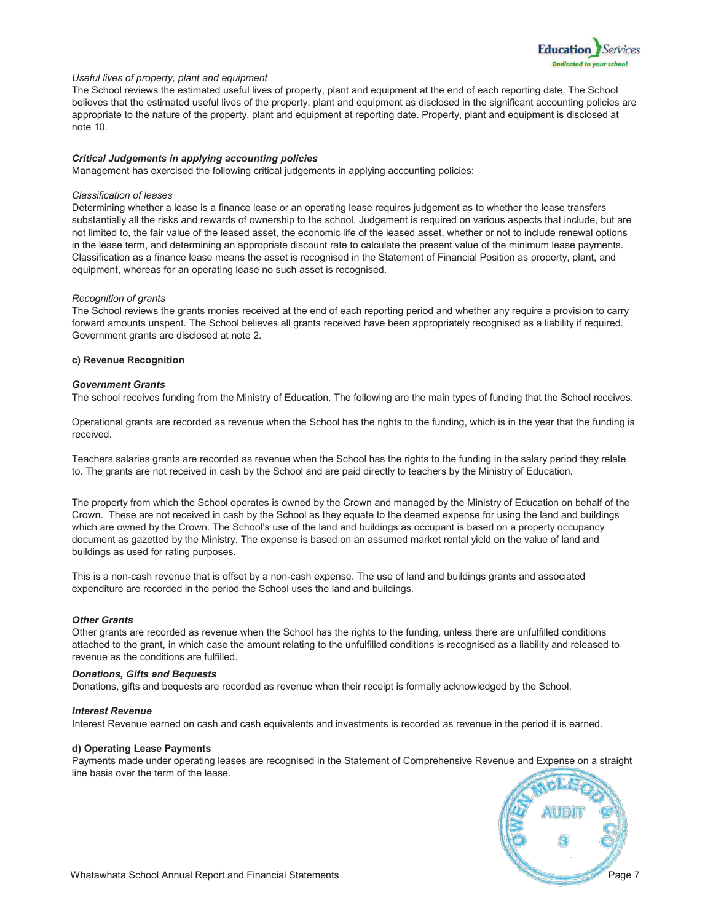*Useful lives of property, plant and equipment*
The School reviews the estimated useful lives of property, plant and equipment at the end of each reporting date. The School believes that the estimated useful lives of the property, plant and equipment as disclosed in the significant accounting policies are appropriate to the nature of the property, plant and equipment at reporting date. Property, plant and equipment is disclosed at note 10.

***Critical Judgements in applying accounting policies***
Management has exercised the following critical judgements in applying accounting policies:

*Classification of leases*
Determining whether a lease is a finance lease or an operating lease requires judgement as to whether the lease transfers substantially all the risks and rewards of ownership to the school. Judgement is required on various aspects that include, but are not limited to, the fair value of the leased asset, the economic life of the leased asset, whether or not to include renewal options in the lease term, and determining an appropriate discount rate to calculate the present value of the minimum lease payments. Classification as a finance lease means the asset is recognised in the Statement of Financial Position as property, plant, and equipment, whereas for an operating lease no such asset is recognised.

*Recognition of grants*
The School reviews the grants monies received at the end of each reporting period and whether any require a provision to carry forward amounts unspent. The School believes all grants received have been appropriately recognised as a liability if required. Government grants are disclosed at note 2.

**c) Revenue Recognition**

***Government Grants***
The school receives funding from the Ministry of Education. The following are the main types of funding that the School receives.

Operational grants are recorded as revenue when the School has the rights to the funding, which is in the year that the funding is received.

Teachers salaries grants are recorded as revenue when the School has the rights to the funding in the salary period they relate to. The grants are not received in cash by the School and are paid directly to teachers by the Ministry of Education.

The property from which the School operates is owned by the Crown and managed by the Ministry of Education on behalf of the Crown. These are not received in cash by the School as they equate to the deemed expense for using the land and buildings which are owned by the Crown. The School's use of the land and buildings as occupant is based on a property occupancy document as gazetted by the Ministry. The expense is based on an assumed market rental yield on the value of land and buildings as used for rating purposes.

This is a non-cash revenue that is offset by a non-cash expense. The use of land and buildings grants and associated expenditure are recorded in the period the School uses the land and buildings.

***Other Grants***
Other grants are recorded as revenue when the School has the rights to the funding, unless there are unfulfilled conditions attached to the grant, in which case the amount relating to the unfulfilled conditions is recognised as a liability and released to revenue as the conditions are fulfilled.

***Donations, Gifts and Bequests***
Donations, gifts and bequests are recorded as revenue when their receipt is formally acknowledged by the School.

***Interest Revenue***
Interest Revenue earned on cash and cash equivalents and investments is recorded as revenue in the period it is earned.

**d) Operating Lease Payments**
Payments made under operating leases are recognised in the Statement of Comprehensive Revenue and Expense on a straight line basis over the term of the lease.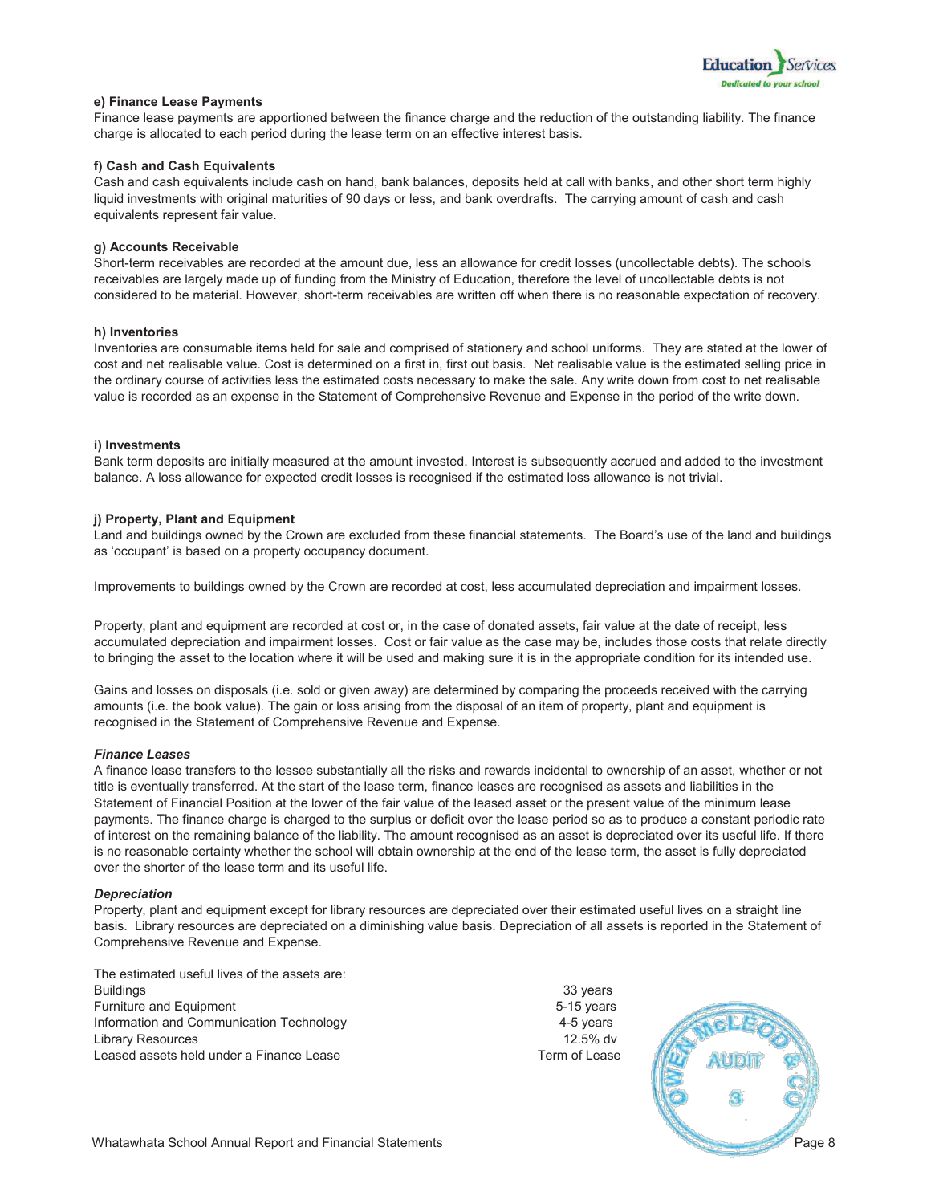#### e) Finance Lease Payments

Finance lease payments are apportioned between the finance charge and the reduction of the outstanding liability. The finance charge is allocated to each period during the lease term on an effective interest basis.

#### f) Cash and Cash Equivalents

Cash and cash equivalents include cash on hand, bank balances, deposits held at call with banks, and other short term highly liquid investments with original maturities of 90 days or less, and bank overdrafts. The carrying amount of cash and cash equivalents represent fair value.

#### g) Accounts Receivable

Short-term receivables are recorded at the amount due, less an allowance for credit losses (uncollectable debts). The schools receivables are largely made up of funding from the Ministry of Education, therefore the level of uncollectable debts is not considered to be material. However, short-term receivables are written off when there is no reasonable expectation of recovery.

#### h) Inventories

Inventories are consumable items held for sale and comprised of stationery and school uniforms. They are stated at the lower of cost and net realisable value. Cost is determined on a first in, first out basis. Net realisable value is the estimated selling price in the ordinary course of activities less the estimated costs necessary to make the sale. Any write down from cost to net realisable value is recorded as an expense in the Statement of Comprehensive Revenue and Expense in the period of the write down.

#### i) Investments

Bank term deposits are initially measured at the amount invested. Interest is subsequently accrued and added to the investment balance. A loss allowance for expected credit losses is recognised if the estimated loss allowance is not trivial.

#### j) Property, Plant and Equipment

Land and buildings owned by the Crown are excluded from these financial statements. The Board's use of the land and buildings as 'occupant' is based on a property occupancy document.

Improvements to buildings owned by the Crown are recorded at cost, less accumulated depreciation and impairment losses.

Property, plant and equipment are recorded at cost or, in the case of donated assets, fair value at the date of receipt, less accumulated depreciation and impairment losses. Cost or fair value as the case may be, includes those costs that relate directly to bringing the asset to the location where it will be used and making sure it is in the appropriate condition for its intended use.

Gains and losses on disposals (i.e. sold or given away) are determined by comparing the proceeds received with the carrying amounts (i.e. the book value). The gain or loss arising from the disposal of an item of property, plant and equipment is recognised in the Statement of Comprehensive Revenue and Expense.

***Finance Leases***

A finance lease transfers to the lessee substantially all the risks and rewards incidental to ownership of an asset, whether or not title is eventually transferred. At the start of the lease term, finance leases are recognised as assets and liabilities in the Statement of Financial Position at the lower of the fair value of the leased asset or the present value of the minimum lease payments. The finance charge is charged to the surplus or deficit over the lease period so as to produce a constant periodic rate of interest on the remaining balance of the liability. The amount recognised as an asset is depreciated over its useful life. If there is no reasonable certainty whether the school will obtain ownership at the end of the lease term, the asset is fully depreciated over the shorter of the lease term and its useful life.

***Depreciation***

Property, plant and equipment except for library resources are depreciated over their estimated useful lives on a straight line basis. Library resources are depreciated on a diminishing value basis. Depreciation of all assets is reported in the Statement of Comprehensive Revenue and Expense.

The estimated useful lives of the assets are:

| | |
|---|---|
| Buildings | 33 years |
| Furniture and Equipment | 5-15 years |
| Information and Communication Technology | 4-5 years |
| Library Resources | 12.5% dv |
| Leased assets held under a Finance Lease | Term of Lease |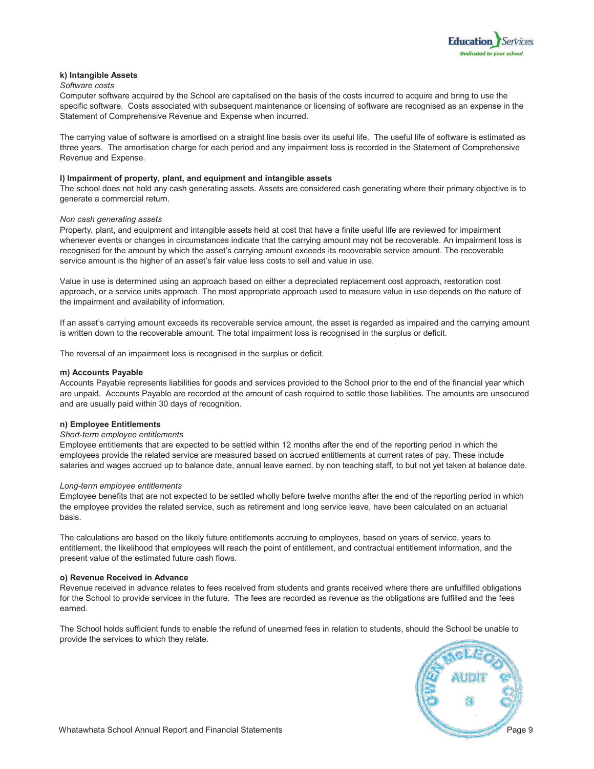**k) Intangible Assets**

*Software costs*

Computer software acquired by the School are capitalised on the basis of the costs incurred to acquire and bring to use the specific software. Costs associated with subsequent maintenance or licensing of software are recognised as an expense in the Statement of Comprehensive Revenue and Expense when incurred.

The carrying value of software is amortised on a straight line basis over its useful life. The useful life of software is estimated as three years. The amortisation charge for each period and any impairment loss is recorded in the Statement of Comprehensive Revenue and Expense.

**l) Impairment of property, plant, and equipment and intangible assets**

The school does not hold any cash generating assets. Assets are considered cash generating where their primary objective is to generate a commercial return.

*Non cash generating assets*

Property, plant, and equipment and intangible assets held at cost that have a finite useful life are reviewed for impairment whenever events or changes in circumstances indicate that the carrying amount may not be recoverable. An impairment loss is recognised for the amount by which the asset's carrying amount exceeds its recoverable service amount. The recoverable service amount is the higher of an asset's fair value less costs to sell and value in use.

Value in use is determined using an approach based on either a depreciated replacement cost approach, restoration cost approach, or a service units approach. The most appropriate approach used to measure value in use depends on the nature of the impairment and availability of information.

If an asset's carrying amount exceeds its recoverable service amount, the asset is regarded as impaired and the carrying amount is written down to the recoverable amount. The total impairment loss is recognised in the surplus or deficit.

The reversal of an impairment loss is recognised in the surplus or deficit.

**m) Accounts Payable**

Accounts Payable represents liabilities for goods and services provided to the School prior to the end of the financial year which are unpaid. Accounts Payable are recorded at the amount of cash required to settle those liabilities. The amounts are unsecured and are usually paid within 30 days of recognition.

**n) Employee Entitlements**

*Short-term employee entitlements*

Employee entitlements that are expected to be settled within 12 months after the end of the reporting period in which the employees provide the related service are measured based on accrued entitlements at current rates of pay. These include salaries and wages accrued up to balance date, annual leave earned, by non teaching staff, to but not yet taken at balance date.

*Long-term employee entitlements*

Employee benefits that are not expected to be settled wholly before twelve months after the end of the reporting period in which the employee provides the related service, such as retirement and long service leave, have been calculated on an actuarial basis.

The calculations are based on the likely future entitlements accruing to employees, based on years of service, years to entitlement, the likelihood that employees will reach the point of entitlement, and contractual entitlement information, and the present value of the estimated future cash flows.

**o) Revenue Received in Advance**

Revenue received in advance relates to fees received from students and grants received where there are unfulfilled obligations for the School to provide services in the future. The fees are recorded as revenue as the obligations are fulfilled and the fees earned.

The School holds sufficient funds to enable the refund of unearned fees in relation to students, should the School be unable to provide the services to which they relate.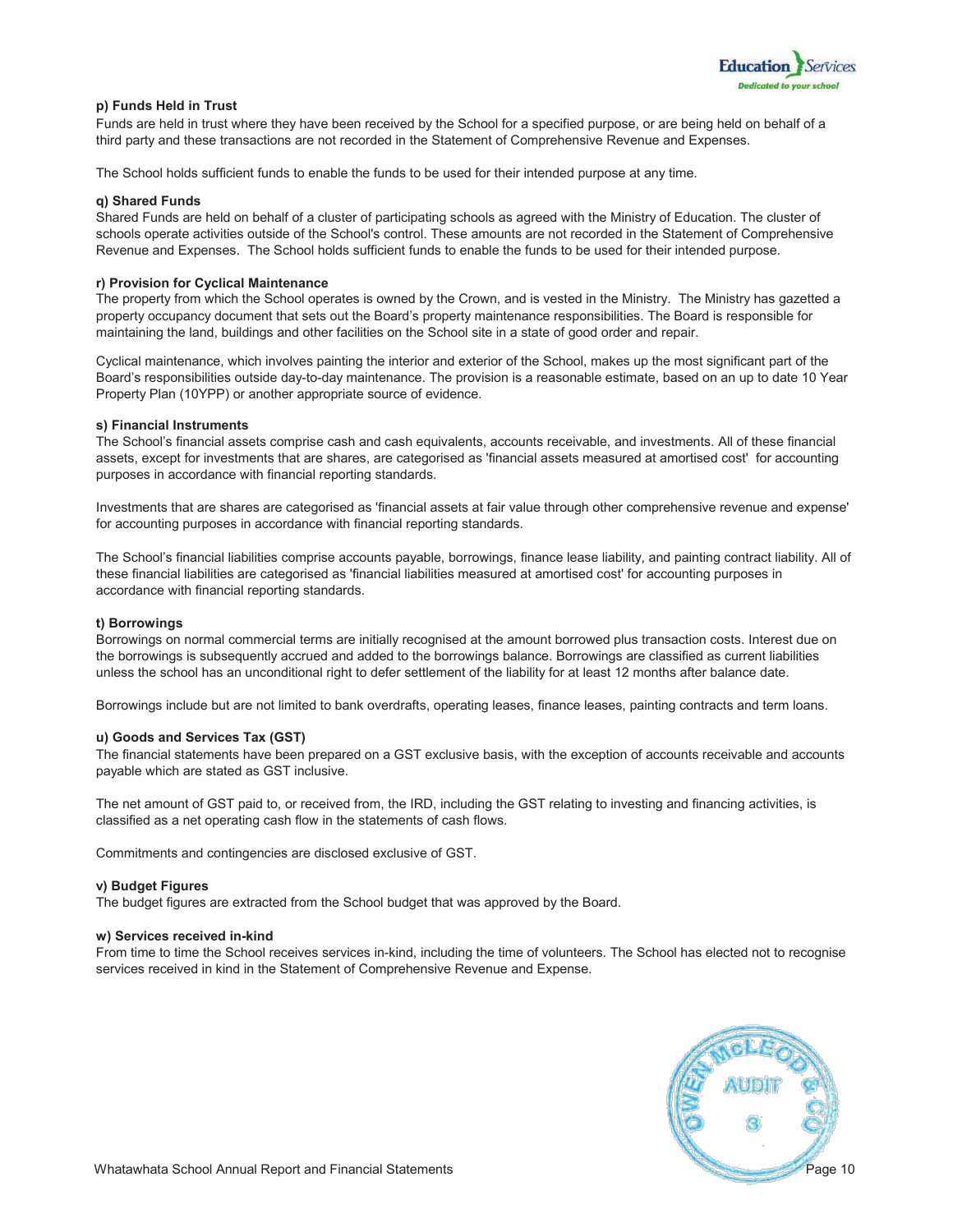**p) Funds Held in Trust**

Funds are held in trust where they have been received by the School for a specified purpose, or are being held on behalf of a third party and these transactions are not recorded in the Statement of Comprehensive Revenue and Expenses.

The School holds sufficient funds to enable the funds to be used for their intended purpose at any time.

**q) Shared Funds**

Shared Funds are held on behalf of a cluster of participating schools as agreed with the Ministry of Education. The cluster of schools operate activities outside of the School's control. These amounts are not recorded in the Statement of Comprehensive Revenue and Expenses. The School holds sufficient funds to enable the funds to be used for their intended purpose.

**r) Provision for Cyclical Maintenance**

The property from which the School operates is owned by the Crown, and is vested in the Ministry. The Ministry has gazetted a property occupancy document that sets out the Board's property maintenance responsibilities. The Board is responsible for maintaining the land, buildings and other facilities on the School site in a state of good order and repair.

Cyclical maintenance, which involves painting the interior and exterior of the School, makes up the most significant part of the Board's responsibilities outside day-to-day maintenance. The provision is a reasonable estimate, based on an up to date 10 Year Property Plan (10YPP) or another appropriate source of evidence.

**s) Financial Instruments**

The School's financial assets comprise cash and cash equivalents, accounts receivable, and investments. All of these financial assets, except for investments that are shares, are categorised as 'financial assets measured at amortised cost' for accounting purposes in accordance with financial reporting standards.

Investments that are shares are categorised as 'financial assets at fair value through other comprehensive revenue and expense' for accounting purposes in accordance with financial reporting standards.

The School's financial liabilities comprise accounts payable, borrowings, finance lease liability, and painting contract liability. All of these financial liabilities are categorised as 'financial liabilities measured at amortised cost' for accounting purposes in accordance with financial reporting standards.

**t) Borrowings**

Borrowings on normal commercial terms are initially recognised at the amount borrowed plus transaction costs. Interest due on the borrowings is subsequently accrued and added to the borrowings balance. Borrowings are classified as current liabilities unless the school has an unconditional right to defer settlement of the liability for at least 12 months after balance date.

Borrowings include but are not limited to bank overdrafts, operating leases, finance leases, painting contracts and term loans.

**u) Goods and Services Tax (GST)**

The financial statements have been prepared on a GST exclusive basis, with the exception of accounts receivable and accounts payable which are stated as GST inclusive.

The net amount of GST paid to, or received from, the IRD, including the GST relating to investing and financing activities, is classified as a net operating cash flow in the statements of cash flows.

Commitments and contingencies are disclosed exclusive of GST.

**v) Budget Figures**

The budget figures are extracted from the School budget that was approved by the Board.

**w) Services received in-kind**

From time to time the School receives services in-kind, including the time of volunteers. The School has elected not to recognise services received in kind in the Statement of Comprehensive Revenue and Expense.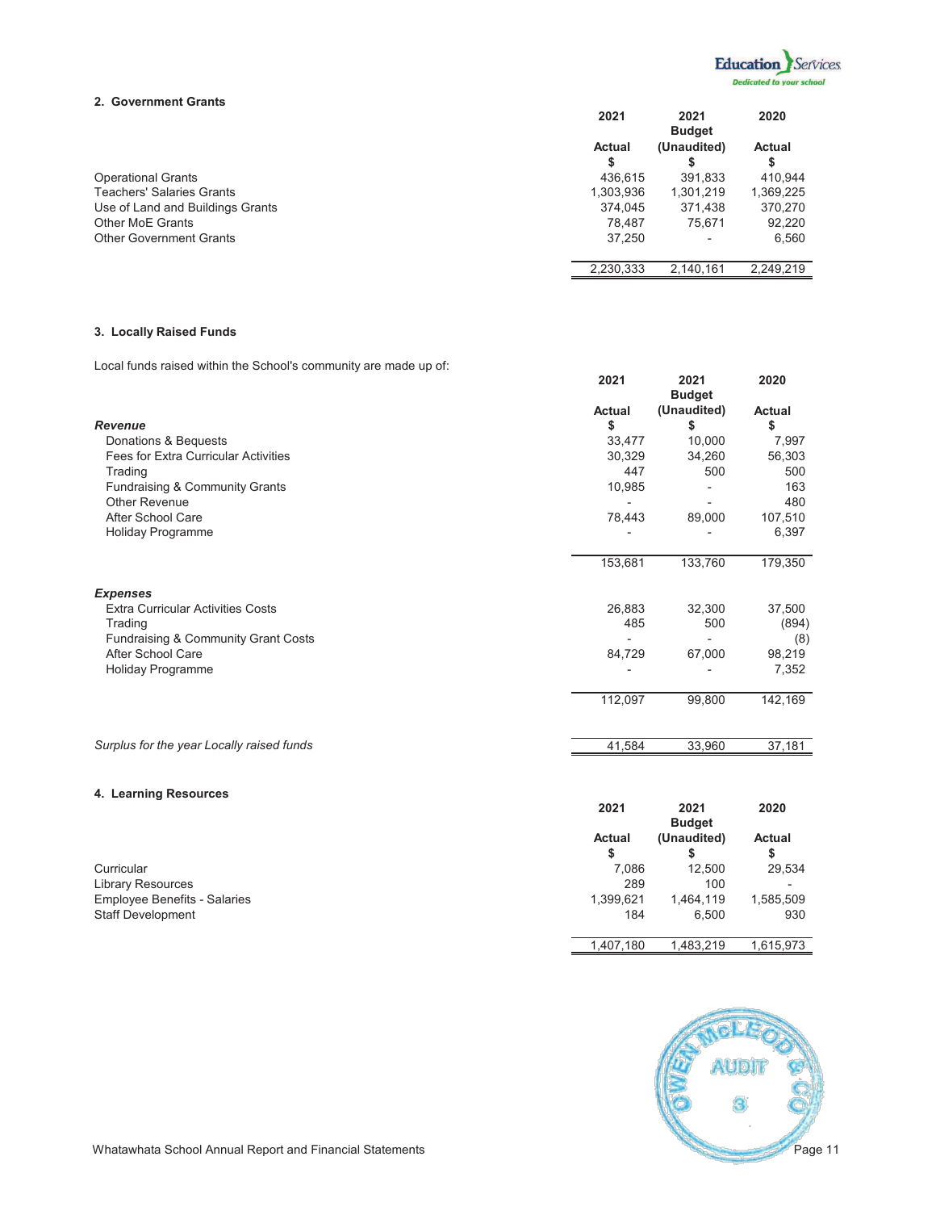## 2. Government Grants

| | 2021 Actual $ | 2021 Budget (Unaudited) $ | 2020 Actual $ |
|---|---|---|---|
| Operational Grants | 436,615 | 391,833 | 410,944 |
| Teachers' Salaries Grants | 1,303,936 | 1,301,219 | 1,369,225 |
| Use of Land and Buildings Grants | 374,045 | 371,438 | 370,270 |
| Other MoE Grants | 78,487 | 75,671 | 92,220 |
| Other Government Grants | 37,250 | - | 6,560 |
| | 2,230,333 | 2,140,161 | 2,249,219 |

## 3. Locally Raised Funds

Local funds raised within the School's community are made up of:

| | 2021 Actual $ | 2021 Budget (Unaudited) $ | 2020 Actual $ |
|---|---|---|---|
| ***Revenue*** | | | |
| Donations & Bequests | 33,477 | 10,000 | 7,997 |
| Fees for Extra Curricular Activities | 30,329 | 34,260 | 56,303 |
| Trading | 447 | 500 | 500 |
| Fundraising & Community Grants | 10,985 | - | 163 |
| Other Revenue | - | - | 480 |
| After School Care | 78,443 | 89,000 | 107,510 |
| Holiday Programme | - | - | 6,397 |
| | 153,681 | 133,760 | 179,350 |
| ***Expenses*** | | | |
| Extra Curricular Activities Costs | 26,883 | 32,300 | 37,500 |
| Trading | 485 | 500 | (894) |
| Fundraising & Community Grant Costs | - | - | (8) |
| After School Care | 84,729 | 67,000 | 98,219 |
| Holiday Programme | - | - | 7,352 |
| | 112,097 | 99,800 | 142,169 |
| *Surplus for the year Locally raised funds* | 41,584 | 33,960 | 37,181 |

## 4. Learning Resources

| | 2021 Actual $ | 2021 Budget (Unaudited) $ | 2020 Actual $ |
|---|---|---|---|
| Curricular | 7,086 | 12,500 | 29,534 |
| Library Resources | 289 | 100 | - |
| Employee Benefits - Salaries | 1,399,621 | 1,464,119 | 1,585,509 |
| Staff Development | 184 | 6,500 | 930 |
| | 1,407,180 | 1,483,219 | 1,615,973 |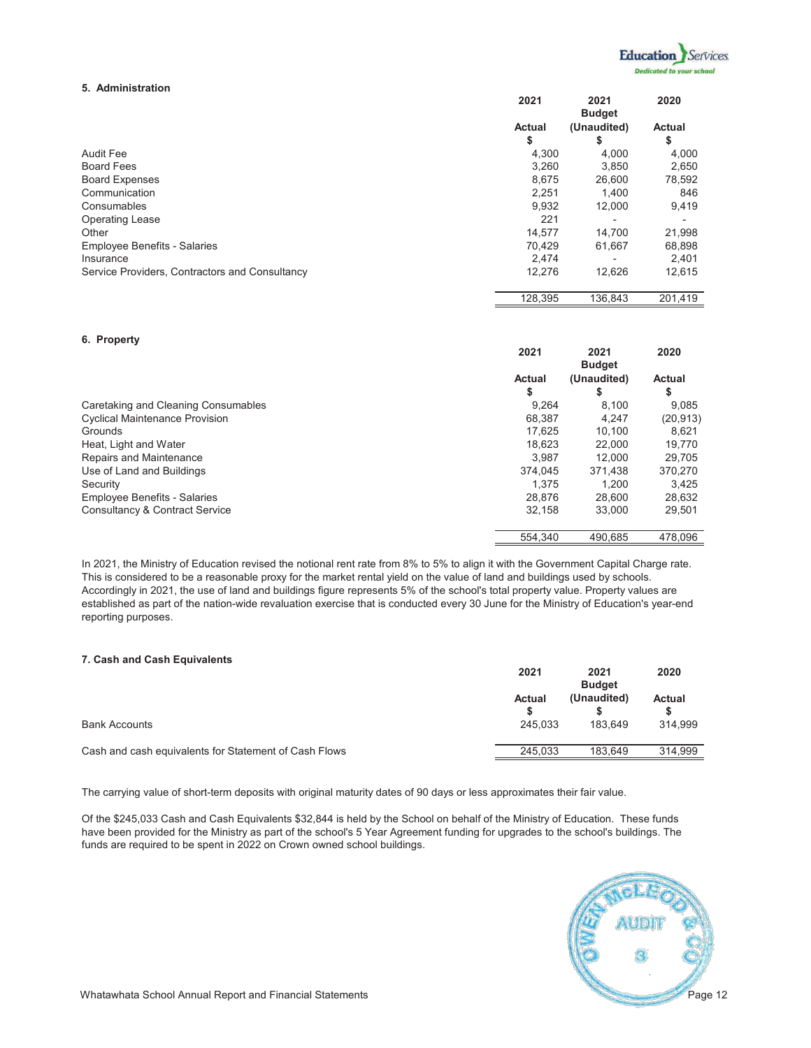### 5. Administration

| | 2021 Actual $ | 2021 Budget (Unaudited) $ | 2020 Actual $ |
|---|---|---|---|
| Audit Fee | 4,300 | 4,000 | 4,000 |
| Board Fees | 3,260 | 3,850 | 2,650 |
| Board Expenses | 8,675 | 26,600 | 78,592 |
| Communication | 2,251 | 1,400 | 846 |
| Consumables | 9,932 | 12,000 | 9,419 |
| Operating Lease | 221 | - | - |
| Other | 14,577 | 14,700 | 21,998 |
| Employee Benefits - Salaries | 70,429 | 61,667 | 68,898 |
| Insurance | 2,474 | - | 2,401 |
| Service Providers, Contractors and Consultancy | 12,276 | 12,626 | 12,615 |
| | 128,395 | 136,843 | 201,419 |

### 6. Property

| | 2021 Actual $ | 2021 Budget (Unaudited) $ | 2020 Actual $ |
|---|---|---|---|
| Caretaking and Cleaning Consumables | 9,264 | 8,100 | 9,085 |
| Cyclical Maintenance Provision | 68,387 | 4,247 | (20,913) |
| Grounds | 17,625 | 10,100 | 8,621 |
| Heat, Light and Water | 18,623 | 22,000 | 19,770 |
| Repairs and Maintenance | 3,987 | 12,000 | 29,705 |
| Use of Land and Buildings | 374,045 | 371,438 | 370,270 |
| Security | 1,375 | 1,200 | 3,425 |
| Employee Benefits - Salaries | 28,876 | 28,600 | 28,632 |
| Consultancy & Contract Service | 32,158 | 33,000 | 29,501 |
| | 554,340 | 490,685 | 478,096 |

In 2021, the Ministry of Education revised the notional rent rate from 8% to 5% to align it with the Government Capital Charge rate. This is considered to be a reasonable proxy for the market rental yield on the value of land and buildings used by schools. Accordingly in 2021, the use of land and buildings figure represents 5% of the school's total property value. Property values are established as part of the nation-wide revaluation exercise that is conducted every 30 June for the Ministry of Education's year-end reporting purposes.

### 7. Cash and Cash Equivalents

| | 2021 Actual $ | 2021 Budget (Unaudited) $ | 2020 Actual $ |
|---|---|---|---|
| Bank Accounts | 245,033 | 183,649 | 314,999 |
| Cash and cash equivalents for Statement of Cash Flows | 245,033 | 183,649 | 314,999 |

The carrying value of short-term deposits with original maturity dates of 90 days or less approximates their fair value.

Of the $245,033 Cash and Cash Equivalents $32,844 is held by the School on behalf of the Ministry of Education. These funds have been provided for the Ministry as part of the school's 5 Year Agreement funding for upgrades to the school's buildings. The funds are required to be spent in 2022 on Crown owned school buildings.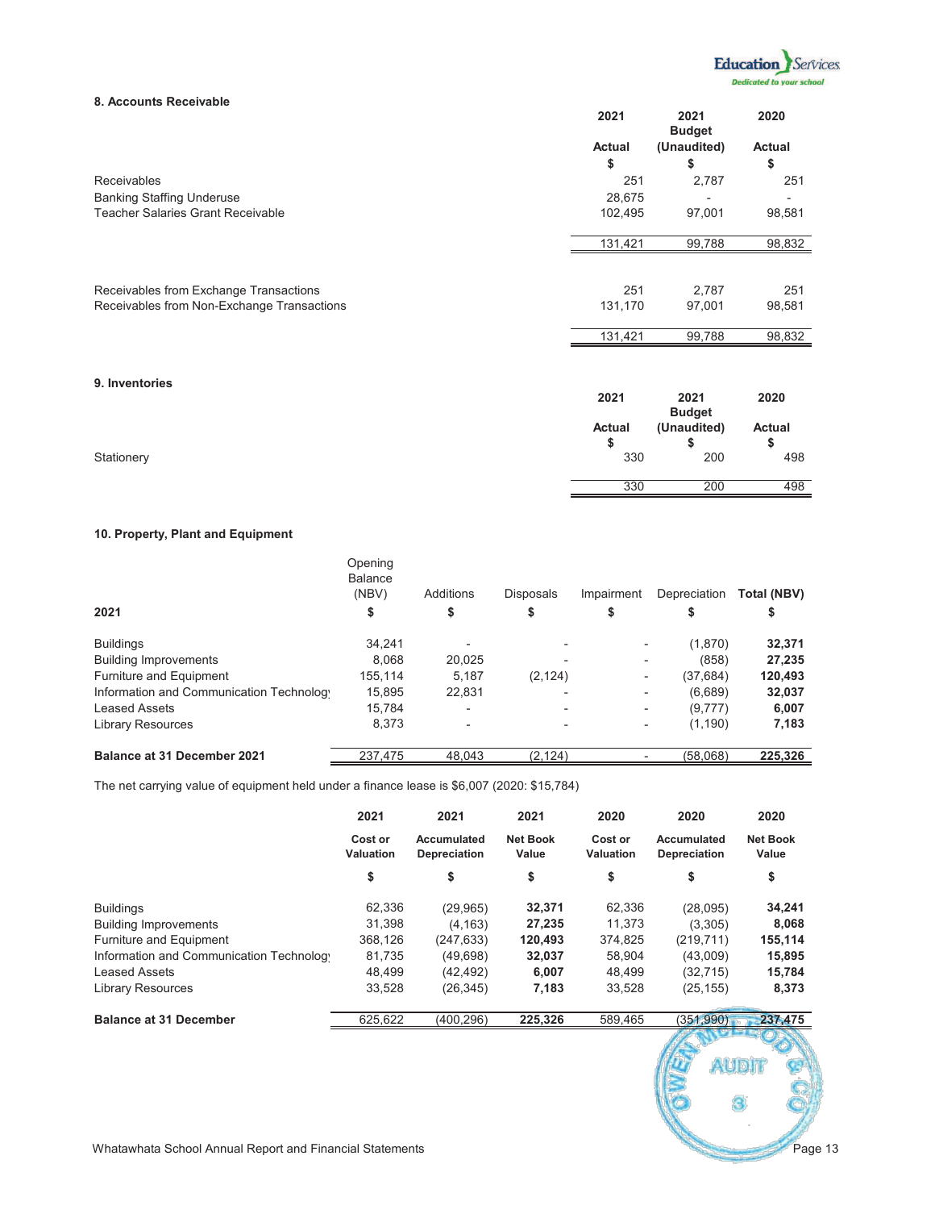## 8. Accounts Receivable

| | 2021<br>Actual<br>$ | 2021<br>Budget<br>(Unaudited)<br>$ | 2020<br>Actual<br>$ |
|---|---|---|---|
| Receivables | 251 | 2,787 | 251 |
| Banking Staffing Underuse | 28,675 | - | - |
| Teacher Salaries Grant Receivable | 102,495 | 97,001 | 98,581 |
| | 131,421 | 99,788 | 98,832 |
| | | | |
| Receivables from Exchange Transactions | 251 | 2,787 | 251 |
| Receivables from Non-Exchange Transactions | 131,170 | 97,001 | 98,581 |
| | 131,421 | 99,788 | 98,832 |

## 9. Inventories

| | 2021<br>Actual<br>$ | 2021<br>Budget<br>(Unaudited)<br>$ | 2020<br>Actual<br>$ |
|---|---|---|---|
| Stationery | 330 | 200 | 498 |
| | 330 | 200 | 498 |

## 10. Property, Plant and Equipment

| 2021 | Opening Balance (NBV)<br>$ | Additions<br>$ | Disposals<br>$ | Impairment<br>$ | Depreciation<br>$ | Total (NBV)<br>$ |
|---|---|---|---|---|---|---|
| Buildings | 34,241 | - | - | - | (1,870) | **32,371** |
| Building Improvements | 8,068 | 20,025 | - | - | (858) | **27,235** |
| Furniture and Equipment | 155,114 | 5,187 | (2,124) | - | (37,684) | **120,493** |
| Information and Communication Technology | 15,895 | 22,831 | - | - | (6,689) | **32,037** |
| Leased Assets | 15,784 | - | - | - | (9,777) | **6,007** |
| Library Resources | 8,373 | - | - | - | (1,190) | **7,183** |
| **Balance at 31 December 2021** | 237,475 | 48,043 | (2,124) | - | (58,068) | **225,326** |

The net carrying value of equipment held under a finance lease is $6,007 (2020: $15,784)

| | 2021<br>Cost or Valuation<br>$ | 2021<br>Accumulated Depreciation<br>$ | 2021<br>Net Book Value<br>$ | 2020<br>Cost or Valuation<br>$ | 2020<br>Accumulated Depreciation<br>$ | 2020<br>Net Book Value<br>$ |
|---|---|---|---|---|---|---|
| Buildings | 62,336 | (29,965) | **32,371** | 62,336 | (28,095) | **34,241** |
| Building Improvements | 31,398 | (4,163) | **27,235** | 11,373 | (3,305) | **8,068** |
| Furniture and Equipment | 368,126 | (247,633) | **120,493** | 374,825 | (219,711) | **155,114** |
| Information and Communication Technology | 81,735 | (49,698) | **32,037** | 58,904 | (43,009) | **15,895** |
| Leased Assets | 48,499 | (42,492) | **6,007** | 48,499 | (32,715) | **15,784** |
| Library Resources | 33,528 | (26,345) | **7,183** | 33,528 | (25,155) | **8,373** |
| **Balance at 31 December** | 625,622 | (400,296) | **225,326** | 589,465 | (351,990) | **237,475** |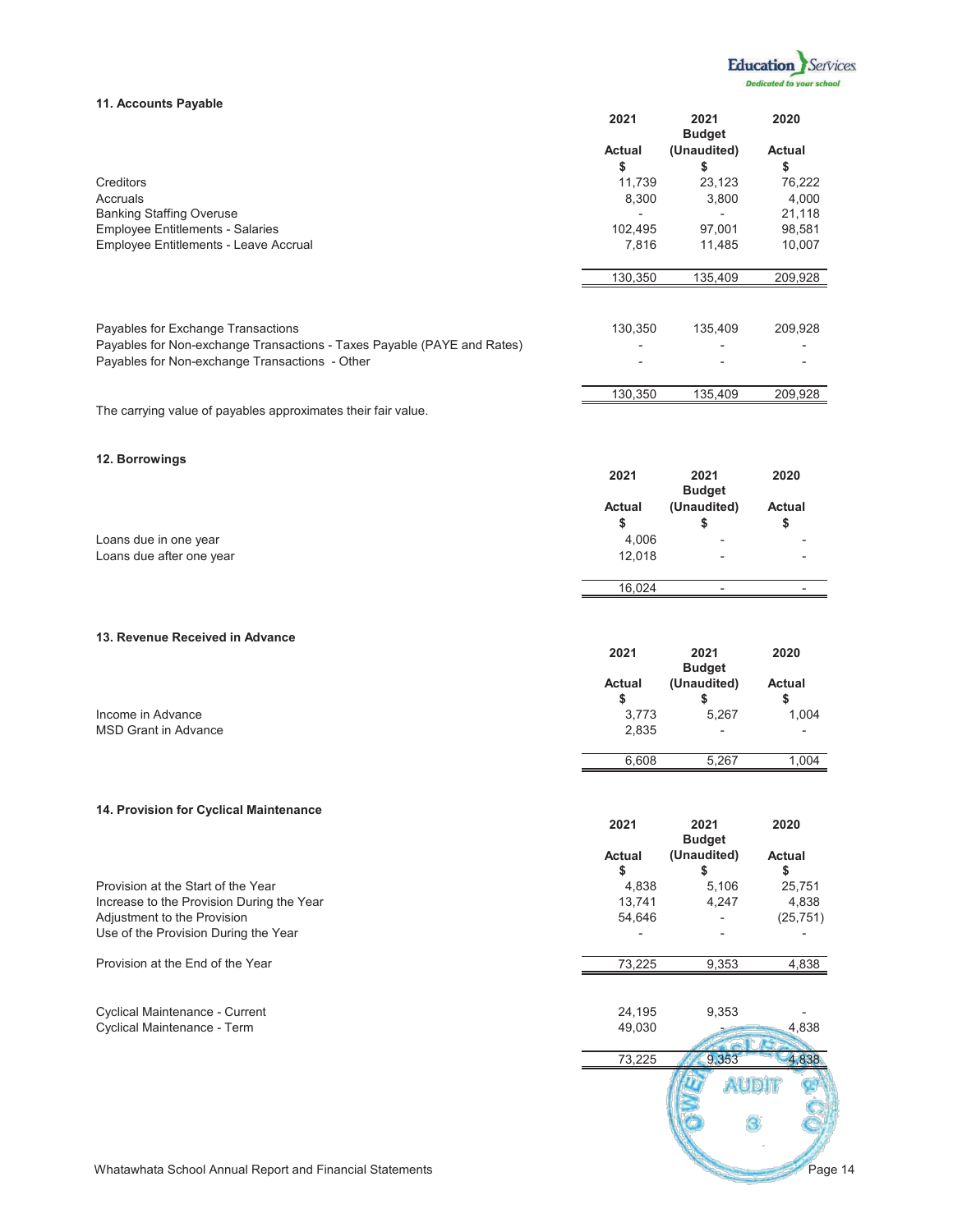### 11. Accounts Payable

| | 2021 Actual $ | 2021 Budget (Unaudited) $ | 2020 Actual $ |
|---|---|---|---|
| Creditors | 11,739 | 23,123 | 76,222 |
| Accruals | 8,300 | 3,800 | 4,000 |
| Banking Staffing Overuse | - | - | 21,118 |
| Employee Entitlements - Salaries | 102,495 | 97,001 | 98,581 |
| Employee Entitlements - Leave Accrual | 7,816 | 11,485 | 10,007 |
| | 130,350 | 135,409 | 209,928 |
| Payables for Exchange Transactions | 130,350 | 135,409 | 209,928 |
| Payables for Non-exchange Transactions - Taxes Payable (PAYE and Rates) | - | - | - |
| Payables for Non-exchange Transactions - Other | - | - | - |
| | 130,350 | 135,409 | 209,928 |

The carrying value of payables approximates their fair value.

### 12. Borrowings

| | 2021 Actual $ | 2021 Budget (Unaudited) $ | 2020 Actual $ |
|---|---|---|---|
| Loans due in one year | 4,006 | - | - |
| Loans due after one year | 12,018 | - | - |
| | 16,024 | - | - |

### 13. Revenue Received in Advance

| | 2021 Actual $ | 2021 Budget (Unaudited) $ | 2020 Actual $ |
|---|---|---|---|
| Income in Advance | 3,773 | 5,267 | 1,004 |
| MSD Grant in Advance | 2,835 | - | - |
| | 6,608 | 5,267 | 1,004 |

### 14. Provision for Cyclical Maintenance

| | 2021 Actual $ | 2021 Budget (Unaudited) $ | 2020 Actual $ |
|---|---|---|---|
| Provision at the Start of the Year | 4,838 | 5,106 | 25,751 |
| Increase to the Provision During the Year | 13,741 | 4,247 | 4,838 |
| Adjustment to the Provision | 54,646 | - | (25,751) |
| Use of the Provision During the Year | - | - | - |
| Provision at the End of the Year | 73,225 | 9,353 | 4,838 |
| Cyclical Maintenance - Current | 24,195 | 9,353 | - |
| Cyclical Maintenance - Term | 49,030 | - | 4,838 |
| | 73,225 | 9,353 | 4,838 |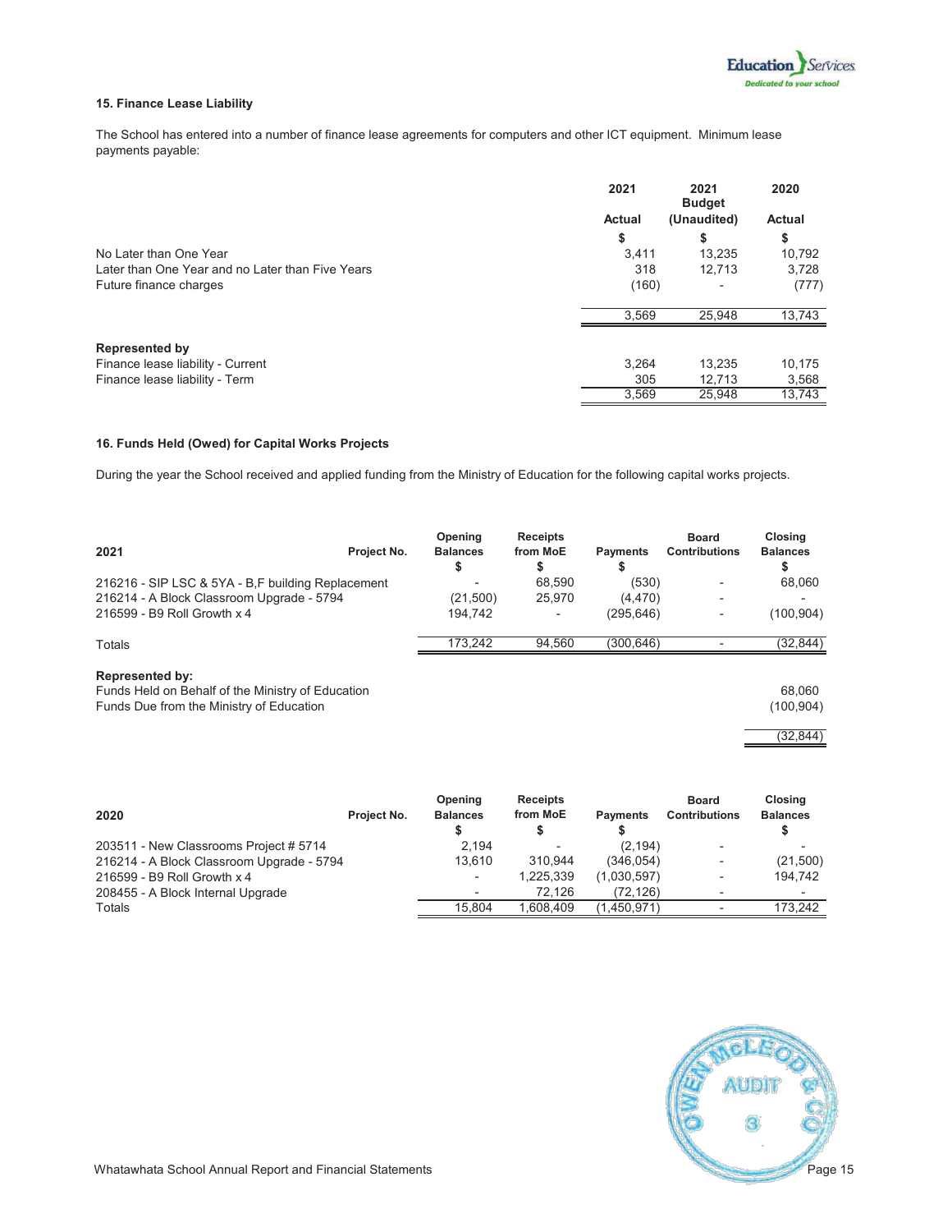### 15. Finance Lease Liability

The School has entered into a number of finance lease agreements for computers and other ICT equipment. Minimum lease payments payable:

| | 2021 Actual | 2021 Budget (Unaudited) | 2020 Actual |
|---|---|---|---|
| | $ | $ | $ |
| No Later than One Year | 3,411 | 13,235 | 10,792 |
| Later than One Year and no Later than Five Years | 318 | 12,713 | 3,728 |
| Future finance charges | (160) | - | (777) |
| | 3,569 | 25,948 | 13,743 |
| **Represented by** | | | |
| Finance lease liability - Current | 3,264 | 13,235 | 10,175 |
| Finance lease liability - Term | 305 | 12,713 | 3,568 |
| | 3,569 | 25,948 | 13,743 |

### 16. Funds Held (Owed) for Capital Works Projects

During the year the School received and applied funding from the Ministry of Education for the following capital works projects.

| 2021 | Project No. | Opening Balances $ | Receipts from MoE $ | Payments $ | Board Contributions | Closing Balances $ |
|---|---|---|---|---|---|---|
| 216216 - SIP LSC & 5YA - B,F building Replacement | | - | 68,590 | (530) | - | 68,060 |
| 216214 - A Block Classroom Upgrade - 5794 | | (21,500) | 25,970 | (4,470) | - | - |
| 216599 - B9 Roll Growth x 4 | | 194,742 | - | (295,646) | - | (100,904) |
| Totals | | 173,242 | 94,560 | (300,646) | - | (32,844) |
| **Represented by:** | | | | | | |
| Funds Held on Behalf of the Ministry of Education | | | | | | 68,060 |
| Funds Due from the Ministry of Education | | | | | | (100,904) |
| | | | | | | (32,844) |

| 2020 | Project No. | Opening Balances $ | Receipts from MoE $ | Payments $ | Board Contributions | Closing Balances $ |
|---|---|---|---|---|---|---|
| 203511 - New Classrooms Project # 5714 | | 2,194 | - | (2,194) | - | - |
| 216214 - A Block Classroom Upgrade - 5794 | | 13,610 | 310,944 | (346,054) | - | (21,500) |
| 216599 - B9 Roll Growth x 4 | | - | 1,225,339 | (1,030,597) | - | 194,742 |
| 208455 - A Block Internal Upgrade | | - | 72,126 | (72,126) | - | - |
| Totals | | 15,804 | 1,608,409 | (1,450,971) | - | 173,242 |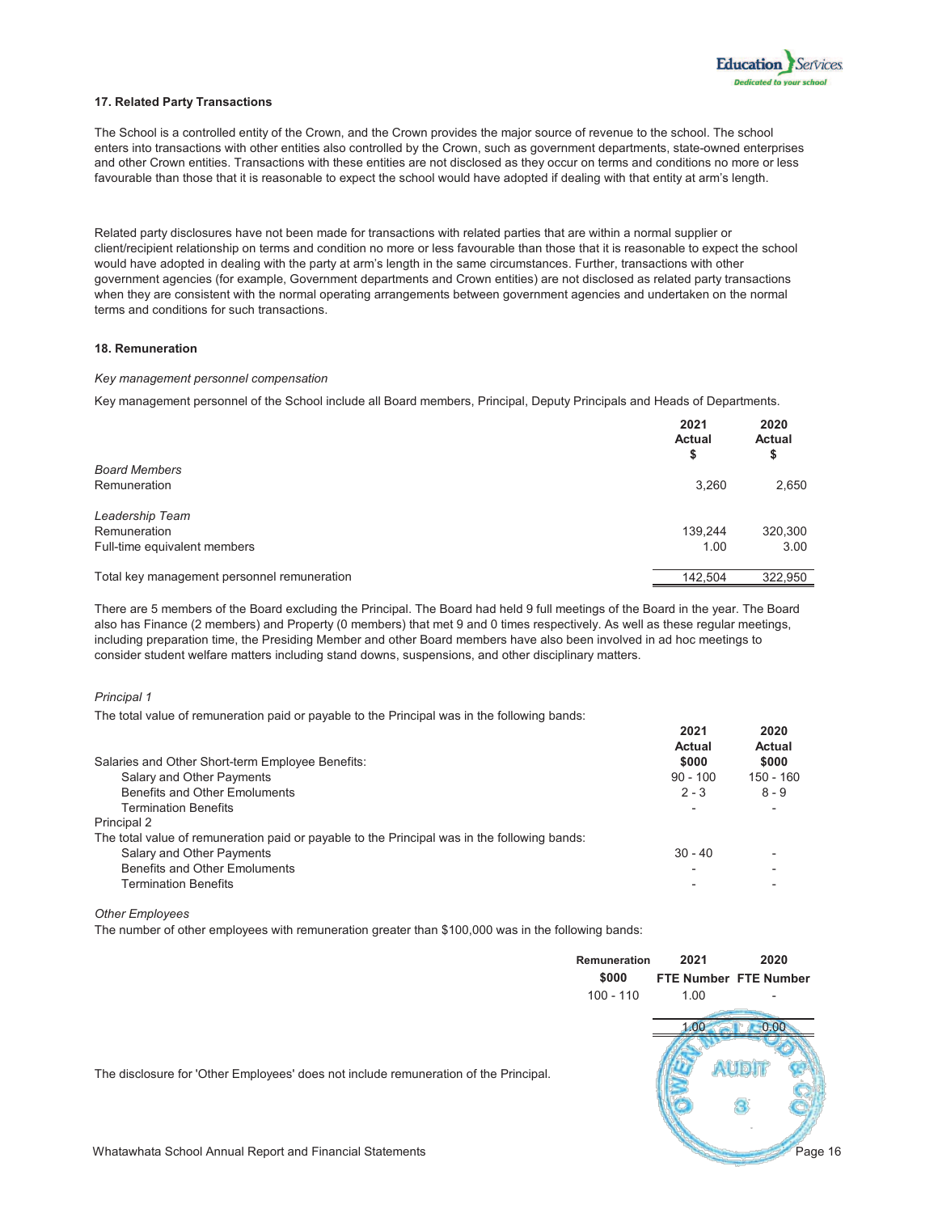### 17. Related Party Transactions

The School is a controlled entity of the Crown, and the Crown provides the major source of revenue to the school. The school enters into transactions with other entities also controlled by the Crown, such as government departments, state-owned enterprises and other Crown entities. Transactions with these entities are not disclosed as they occur on terms and conditions no more or less favourable than those that it is reasonable to expect the school would have adopted if dealing with that entity at arm's length.

Related party disclosures have not been made for transactions with related parties that are within a normal supplier or client/recipient relationship on terms and condition no more or less favourable than those that it is reasonable to expect the school would have adopted in dealing with the party at arm's length in the same circumstances. Further, transactions with other government agencies (for example, Government departments and Crown entities) are not disclosed as related party transactions when they are consistent with the normal operating arrangements between government agencies and undertaken on the normal terms and conditions for such transactions.

### 18. Remuneration

*Key management personnel compensation*

Key management personnel of the School include all Board members, Principal, Deputy Principals and Heads of Departments.

| | 2021 Actual $ | 2020 Actual $ |
|---|---|---|
| *Board Members* | | |
| Remuneration | 3,260 | 2,650 |
| | | |
| *Leadership Team* | | |
| Remuneration | 139,244 | 320,300 |
| Full-time equivalent members | 1.00 | 3.00 |
| | | |
| Total key management personnel remuneration | 142,504 | 322,950 |

There are 5 members of the Board excluding the Principal. The Board had held 9 full meetings of the Board in the year. The Board also has Finance (2 members) and Property (0 members) that met 9 and 0 times respectively. As well as these regular meetings, including preparation time, the Presiding Member and other Board members have also been involved in ad hoc meetings to consider student welfare matters including stand downs, suspensions, and other disciplinary matters.

*Principal 1*

The total value of remuneration paid or payable to the Principal was in the following bands:

| Salaries and Other Short-term Employee Benefits: | 2021 Actual $000 | 2020 Actual $000 |
|---|---|---|
| Salary and Other Payments | 90 - 100 | 150 - 160 |
| Benefits and Other Emoluments | 2 - 3 | 8 - 9 |
| Termination Benefits | - | - |
| Principal 2 | | |
| The total value of remuneration paid or payable to the Principal was in the following bands: | | |
| Salary and Other Payments | 30 - 40 | - |
| Benefits and Other Emoluments | - | - |
| Termination Benefits | - | - |

*Other Employees*

The number of other employees with remuneration greater than $100,000 was in the following bands:

| Remuneration $000 | 2021 FTE Number | 2020 FTE Number |
|---|---|---|
| 100 - 110 | 1.00 | - |
| | 1.00 | 0.00 |

The disclosure for 'Other Employees' does not include remuneration of the Principal.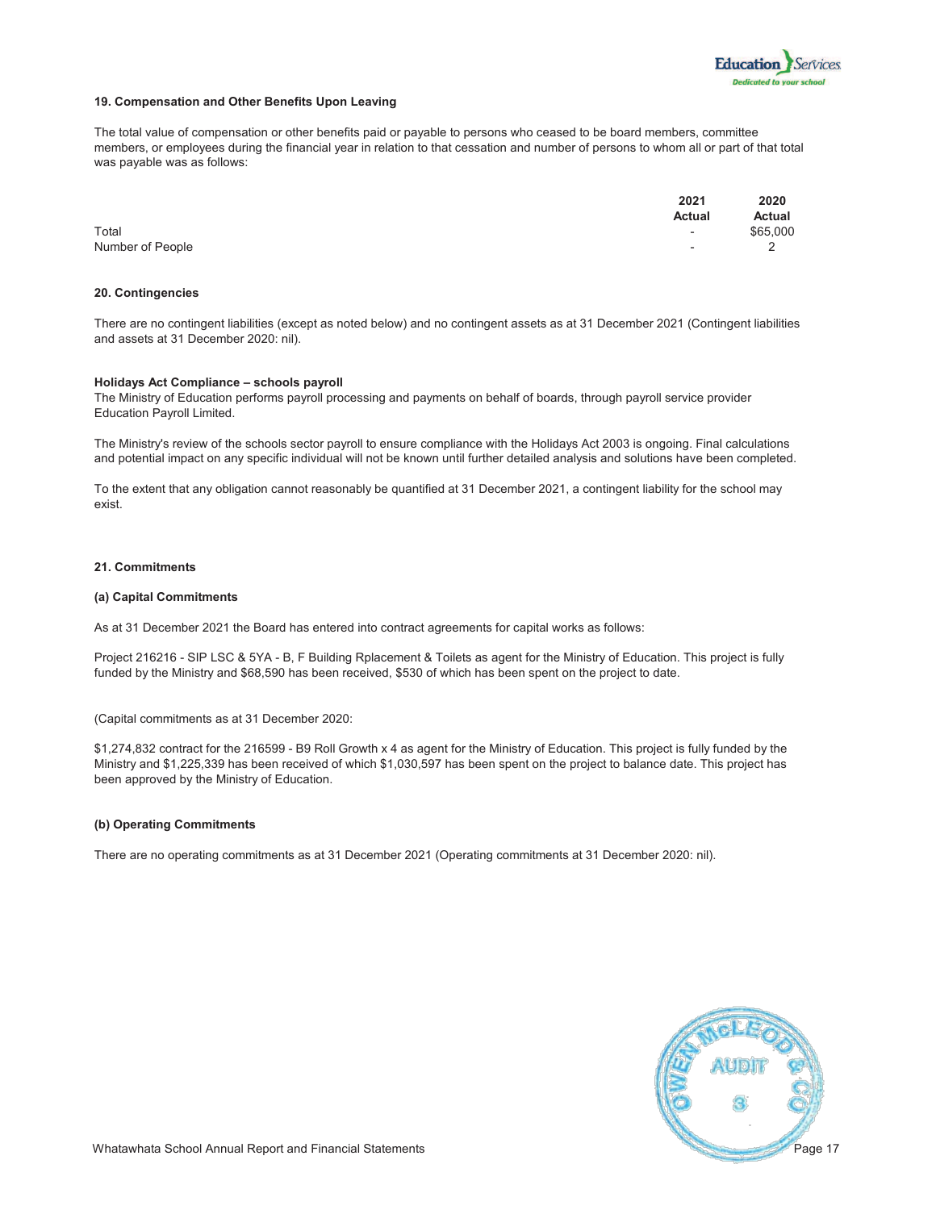### 19. Compensation and Other Benefits Upon Leaving

The total value of compensation or other benefits paid or payable to persons who ceased to be board members, committee members, or employees during the financial year in relation to that cessation and number of persons to whom all or part of that total was payable was as follows:

| | 2021 Actual | 2020 Actual |
|---|---|---|
| Total | - | $65,000 |
| Number of People | - | 2 |

### 20. Contingencies

There are no contingent liabilities (except as noted below) and no contingent assets as at 31 December 2021 (Contingent liabilities and assets at 31 December 2020: nil).

**Holidays Act Compliance – schools payroll**

The Ministry of Education performs payroll processing and payments on behalf of boards, through payroll service provider Education Payroll Limited.

The Ministry's review of the schools sector payroll to ensure compliance with the Holidays Act 2003 is ongoing. Final calculations and potential impact on any specific individual will not be known until further detailed analysis and solutions have been completed.

To the extent that any obligation cannot reasonably be quantified at 31 December 2021, a contingent liability for the school may exist.

### 21. Commitments

**(a) Capital Commitments**

As at 31 December 2021 the Board has entered into contract agreements for capital works as follows:

Project 216216 - SIP LSC & 5YA - B, F Building Rplacement & Toilets as agent for the Ministry of Education. This project is fully funded by the Ministry and $68,590 has been received, $530 of which has been spent on the project to date.

(Capital commitments as at 31 December 2020:

$1,274,832 contract for the 216599 - B9 Roll Growth x 4 as agent for the Ministry of Education. This project is fully funded by the Ministry and $1,225,339 has been received of which $1,030,597 has been spent on the project to balance date. This project has been approved by the Ministry of Education.

**(b) Operating Commitments**

There are no operating commitments as at 31 December 2021 (Operating commitments at 31 December 2020: nil).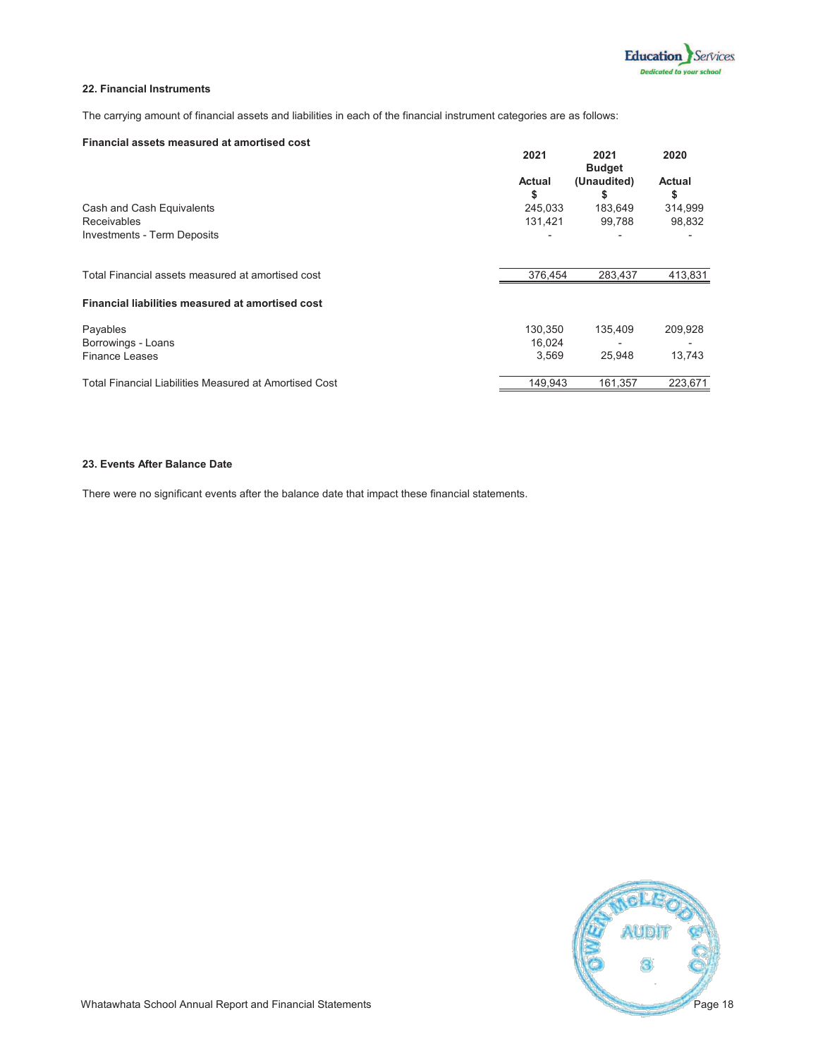### 22. Financial Instruments

The carrying amount of financial assets and liabilities in each of the financial instrument categories are as follows:

| **Financial assets measured at amortised cost** | 2021 Actual $ | 2021 Budget (Unaudited) $ | 2020 Actual $ |
|---|---|---|---|
| Cash and Cash Equivalents | 245,033 | 183,649 | 314,999 |
| Receivables | 131,421 | 99,788 | 98,832 |
| Investments - Term Deposits | - | - | - |
| Total Financial assets measured at amortised cost | 376,454 | 283,437 | 413,831 |
| **Financial liabilities measured at amortised cost** | | | |
| Payables | 130,350 | 135,409 | 209,928 |
| Borrowings - Loans | 16,024 | - | - |
| Finance Leases | 3,569 | 25,948 | 13,743 |
| Total Financial Liabilities Measured at Amortised Cost | 149,943 | 161,357 | 223,671 |

### 23. Events After Balance Date

There were no significant events after the balance date that impact these financial statements.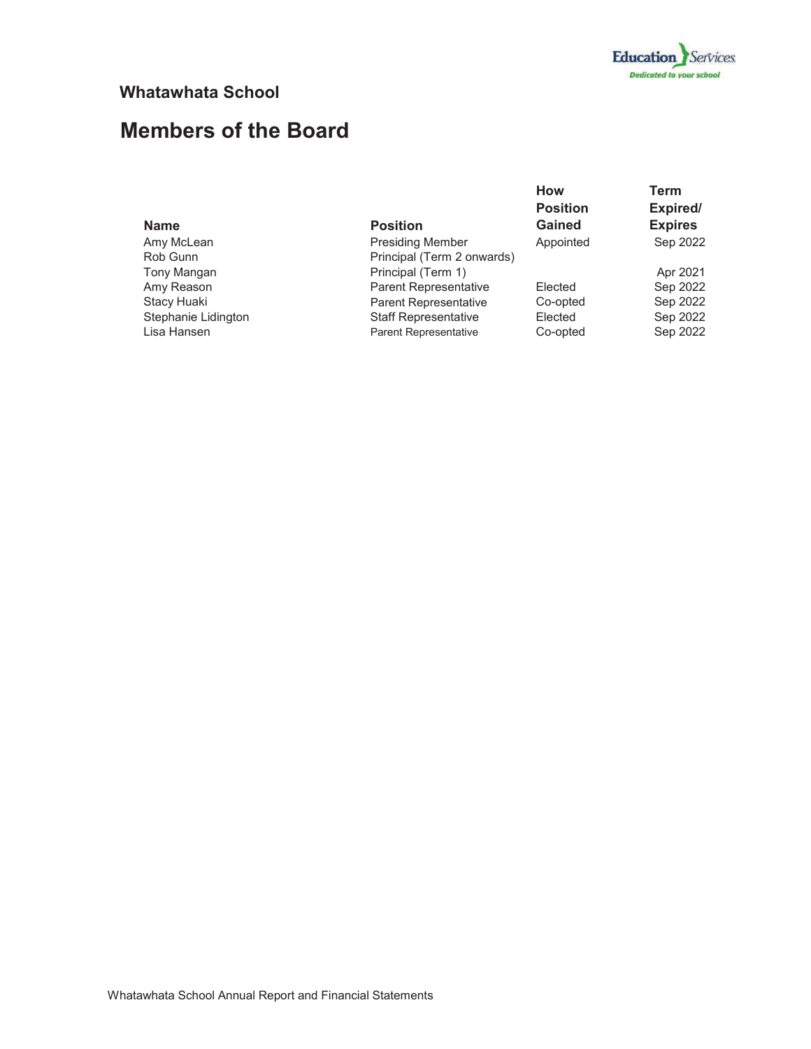## Whatawhata School

# Members of the Board

| Name | Position | How Position Gained | Term Expired/ Expires |
|---|---|---|---|
| Amy McLean | Presiding Member | Appointed | Sep 2022 |
| Rob Gunn | Principal (Term 2 onwards) | | |
| Tony Mangan | Principal (Term 1) | | Apr 2021 |
| Amy Reason | Parent Representative | Elected | Sep 2022 |
| Stacy Huaki | Parent Representative | Co-opted | Sep 2022 |
| Stephanie Lidington | Staff Representative | Elected | Sep 2022 |
| Lisa Hansen | Parent Representative | Co-opted | Sep 2022 |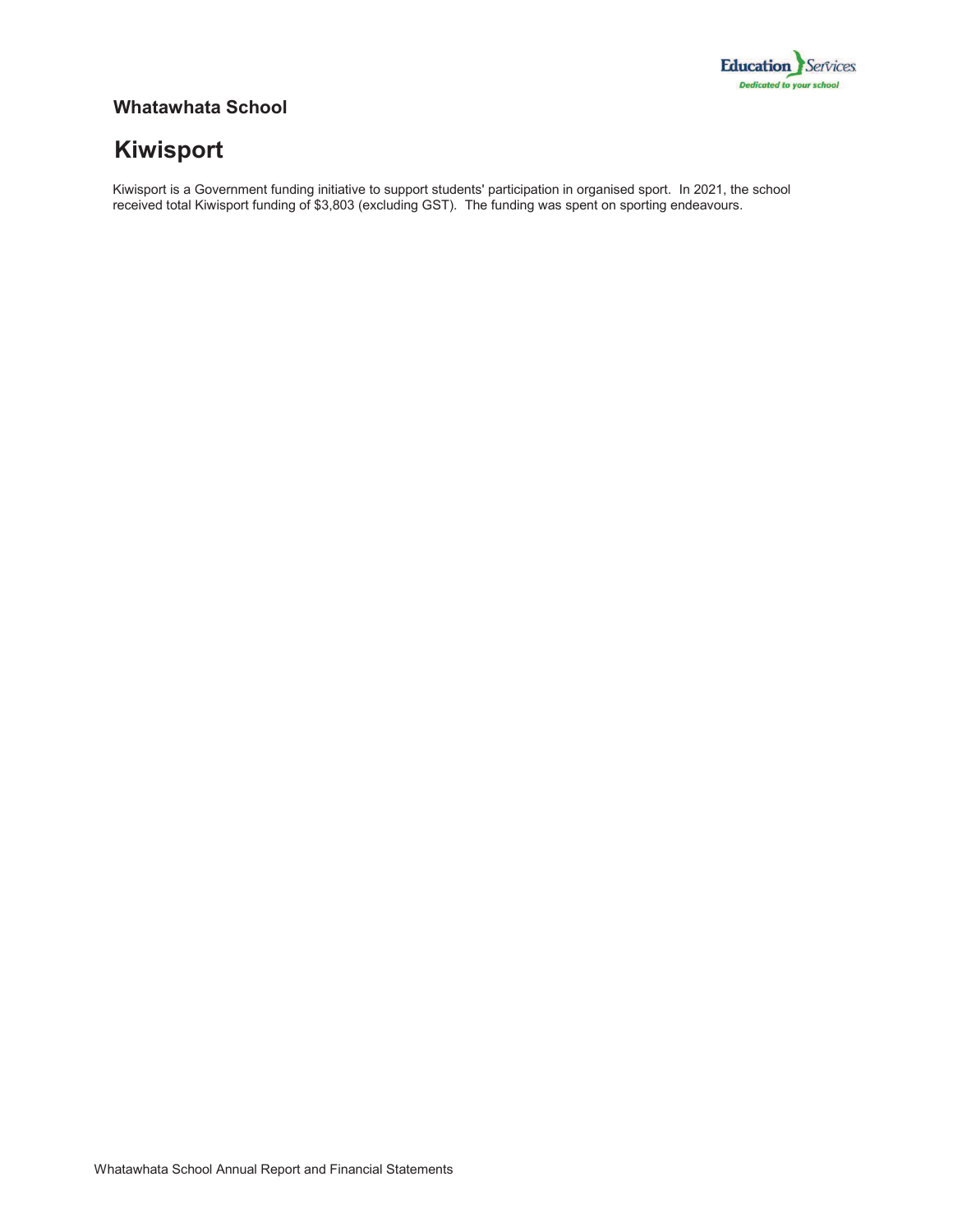**Whatawhata School**

# Kiwisport

Kiwisport is a Government funding initiative to support students' participation in organised sport. In 2021, the school received total Kiwisport funding of $3,803 (excluding GST). The funding was spent on sporting endeavours.